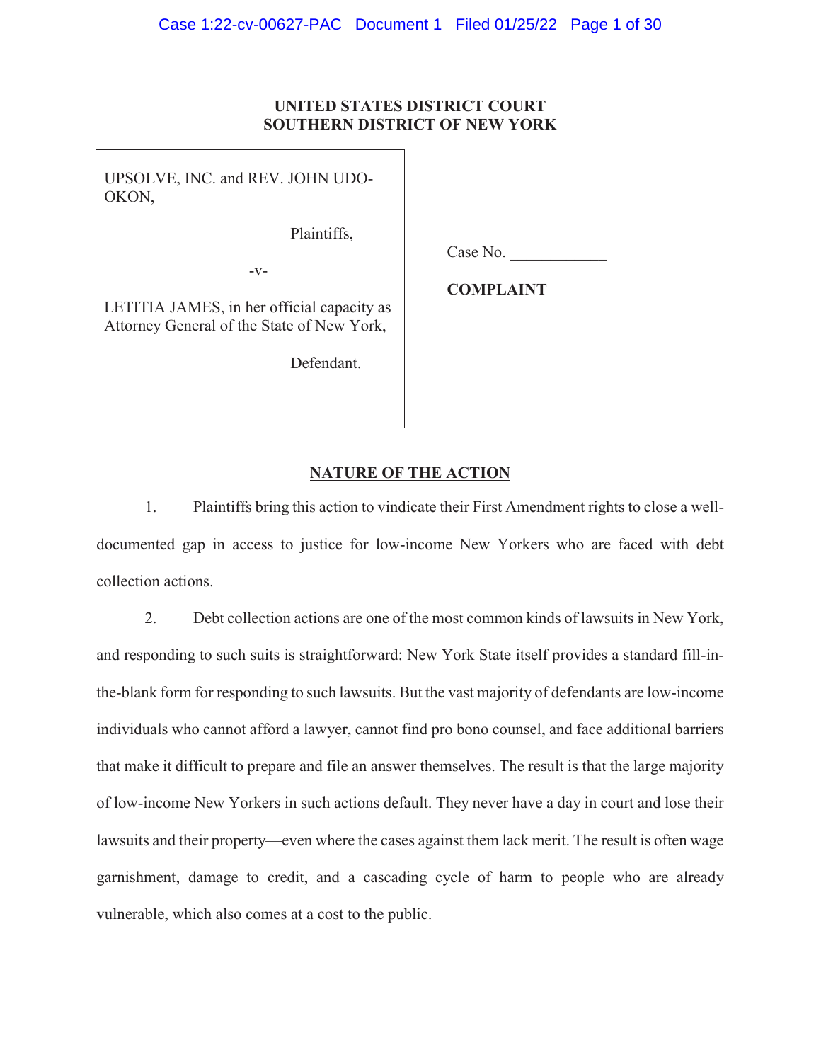**UNITED STATES DISTRICT COURT**
**SOUTHERN DISTRICT OF NEW YORK**

UPSOLVE, INC. and REV. JOHN UDO-OKON,

Plaintiffs,

-v-

LETITIA JAMES, in her official capacity as Attorney General of the State of New York,

Defendant.

Case No. ____________

**COMPLAINT**

## NATURE OF THE ACTION

1. Plaintiffs bring this action to vindicate their First Amendment rights to close a well-documented gap in access to justice for low-income New Yorkers who are faced with debt collection actions.

2. Debt collection actions are one of the most common kinds of lawsuits in New York, and responding to such suits is straightforward: New York State itself provides a standard fill-in-the-blank form for responding to such lawsuits. But the vast majority of defendants are low-income individuals who cannot afford a lawyer, cannot find pro bono counsel, and face additional barriers that make it difficult to prepare and file an answer themselves. The result is that the large majority of low-income New Yorkers in such actions default. They never have a day in court and lose their lawsuits and their property—even where the cases against them lack merit. The result is often wage garnishment, damage to credit, and a cascading cycle of harm to people who are already vulnerable, which also comes at a cost to the public.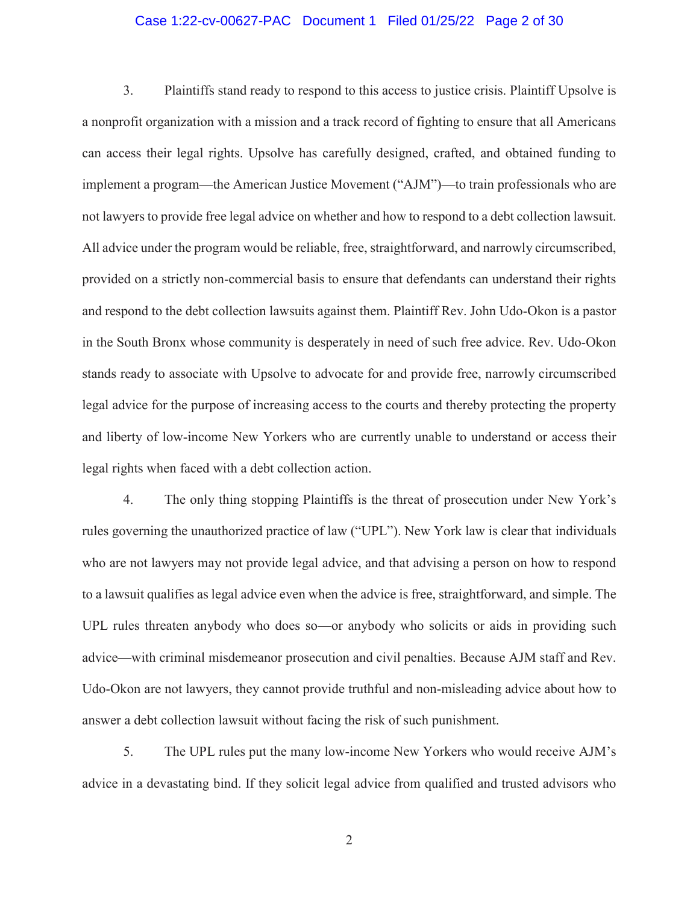3. Plaintiffs stand ready to respond to this access to justice crisis. Plaintiff Upsolve is a nonprofit organization with a mission and a track record of fighting to ensure that all Americans can access their legal rights. Upsolve has carefully designed, crafted, and obtained funding to implement a program—the American Justice Movement ("AJM")—to train professionals who are not lawyers to provide free legal advice on whether and how to respond to a debt collection lawsuit. All advice under the program would be reliable, free, straightforward, and narrowly circumscribed, provided on a strictly non-commercial basis to ensure that defendants can understand their rights and respond to the debt collection lawsuits against them. Plaintiff Rev. John Udo-Okon is a pastor in the South Bronx whose community is desperately in need of such free advice. Rev. Udo-Okon stands ready to associate with Upsolve to advocate for and provide free, narrowly circumscribed legal advice for the purpose of increasing access to the courts and thereby protecting the property and liberty of low-income New Yorkers who are currently unable to understand or access their legal rights when faced with a debt collection action.

4. The only thing stopping Plaintiffs is the threat of prosecution under New York's rules governing the unauthorized practice of law ("UPL"). New York law is clear that individuals who are not lawyers may not provide legal advice, and that advising a person on how to respond to a lawsuit qualifies as legal advice even when the advice is free, straightforward, and simple. The UPL rules threaten anybody who does so—or anybody who solicits or aids in providing such advice—with criminal misdemeanor prosecution and civil penalties. Because AJM staff and Rev. Udo-Okon are not lawyers, they cannot provide truthful and non-misleading advice about how to answer a debt collection lawsuit without facing the risk of such punishment.

5. The UPL rules put the many low-income New Yorkers who would receive AJM's advice in a devastating bind. If they solicit legal advice from qualified and trusted advisors who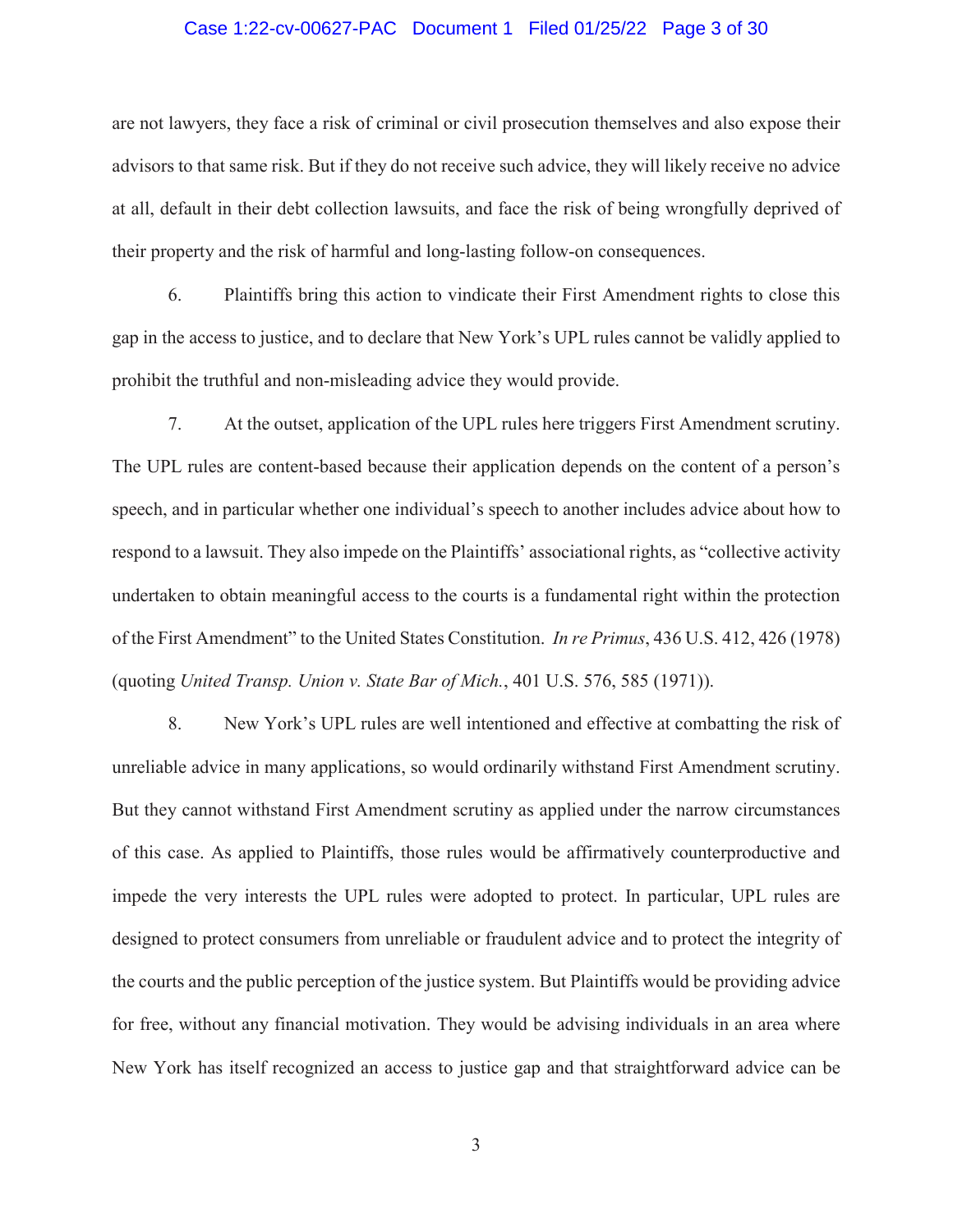are not lawyers, they face a risk of criminal or civil prosecution themselves and also expose their advisors to that same risk. But if they do not receive such advice, they will likely receive no advice at all, default in their debt collection lawsuits, and face the risk of being wrongfully deprived of their property and the risk of harmful and long-lasting follow-on consequences.

6. Plaintiffs bring this action to vindicate their First Amendment rights to close this gap in the access to justice, and to declare that New York's UPL rules cannot be validly applied to prohibit the truthful and non-misleading advice they would provide.

7. At the outset, application of the UPL rules here triggers First Amendment scrutiny. The UPL rules are content-based because their application depends on the content of a person's speech, and in particular whether one individual's speech to another includes advice about how to respond to a lawsuit. They also impede on the Plaintiffs' associational rights, as "collective activity undertaken to obtain meaningful access to the courts is a fundamental right within the protection of the First Amendment" to the United States Constitution. *In re Primus*, 436 U.S. 412, 426 (1978) (quoting *United Transp. Union v. State Bar of Mich.*, 401 U.S. 576, 585 (1971)).

8. New York's UPL rules are well intentioned and effective at combatting the risk of unreliable advice in many applications, so would ordinarily withstand First Amendment scrutiny. But they cannot withstand First Amendment scrutiny as applied under the narrow circumstances of this case. As applied to Plaintiffs, those rules would be affirmatively counterproductive and impede the very interests the UPL rules were adopted to protect. In particular, UPL rules are designed to protect consumers from unreliable or fraudulent advice and to protect the integrity of the courts and the public perception of the justice system. But Plaintiffs would be providing advice for free, without any financial motivation. They would be advising individuals in an area where New York has itself recognized an access to justice gap and that straightforward advice can be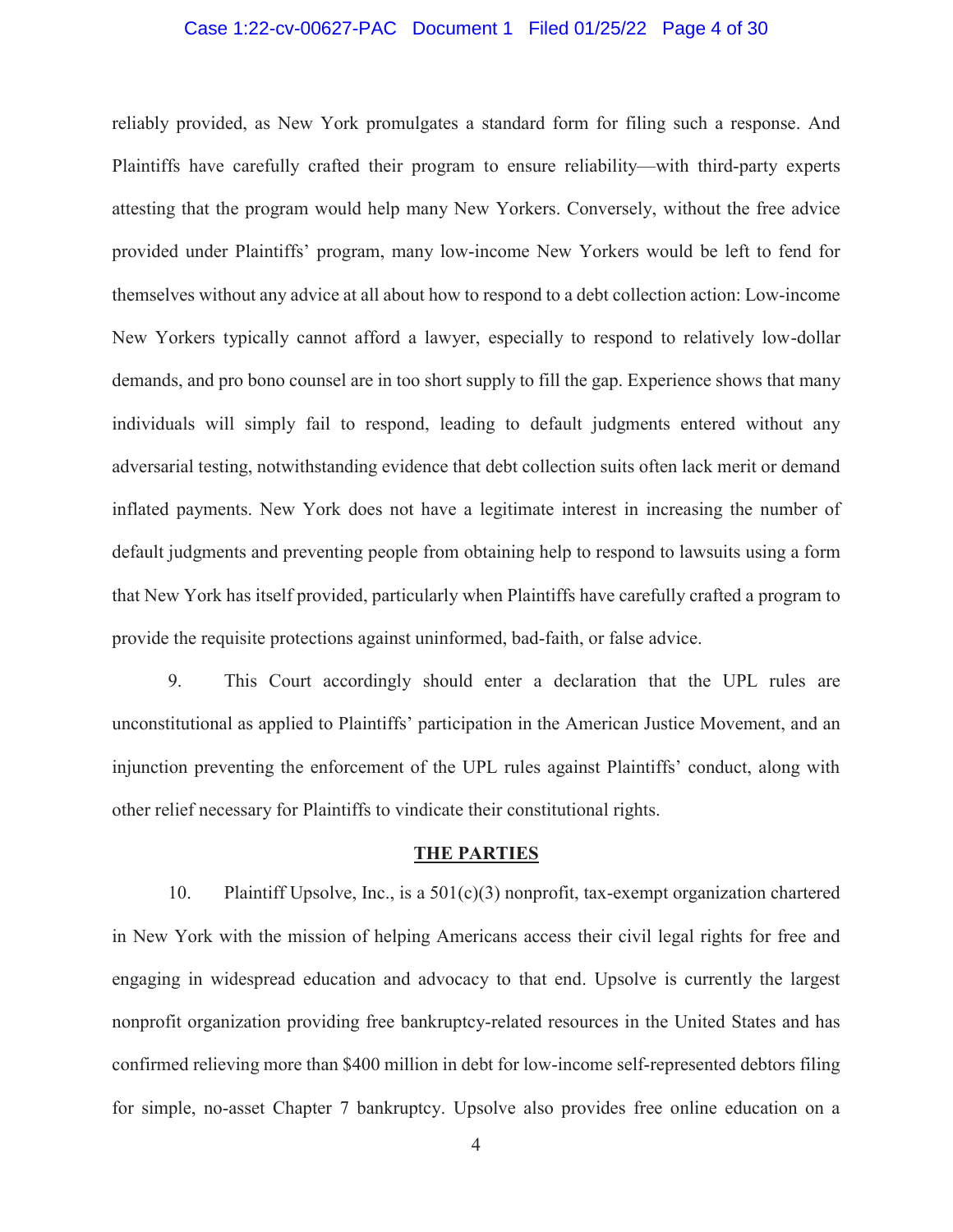reliably provided, as New York promulgates a standard form for filing such a response. And Plaintiffs have carefully crafted their program to ensure reliability—with third-party experts attesting that the program would help many New Yorkers. Conversely, without the free advice provided under Plaintiffs' program, many low-income New Yorkers would be left to fend for themselves without any advice at all about how to respond to a debt collection action: Low-income New Yorkers typically cannot afford a lawyer, especially to respond to relatively low-dollar demands, and pro bono counsel are in too short supply to fill the gap. Experience shows that many individuals will simply fail to respond, leading to default judgments entered without any adversarial testing, notwithstanding evidence that debt collection suits often lack merit or demand inflated payments. New York does not have a legitimate interest in increasing the number of default judgments and preventing people from obtaining help to respond to lawsuits using a form that New York has itself provided, particularly when Plaintiffs have carefully crafted a program to provide the requisite protections against uninformed, bad-faith, or false advice.

9. This Court accordingly should enter a declaration that the UPL rules are unconstitutional as applied to Plaintiffs' participation in the American Justice Movement, and an injunction preventing the enforcement of the UPL rules against Plaintiffs' conduct, along with other relief necessary for Plaintiffs to vindicate their constitutional rights.

## THE PARTIES

10. Plaintiff Upsolve, Inc., is a 501(c)(3) nonprofit, tax-exempt organization chartered in New York with the mission of helping Americans access their civil legal rights for free and engaging in widespread education and advocacy to that end. Upsolve is currently the largest nonprofit organization providing free bankruptcy-related resources in the United States and has confirmed relieving more than $400 million in debt for low-income self-represented debtors filing for simple, no-asset Chapter 7 bankruptcy. Upsolve also provides free online education on a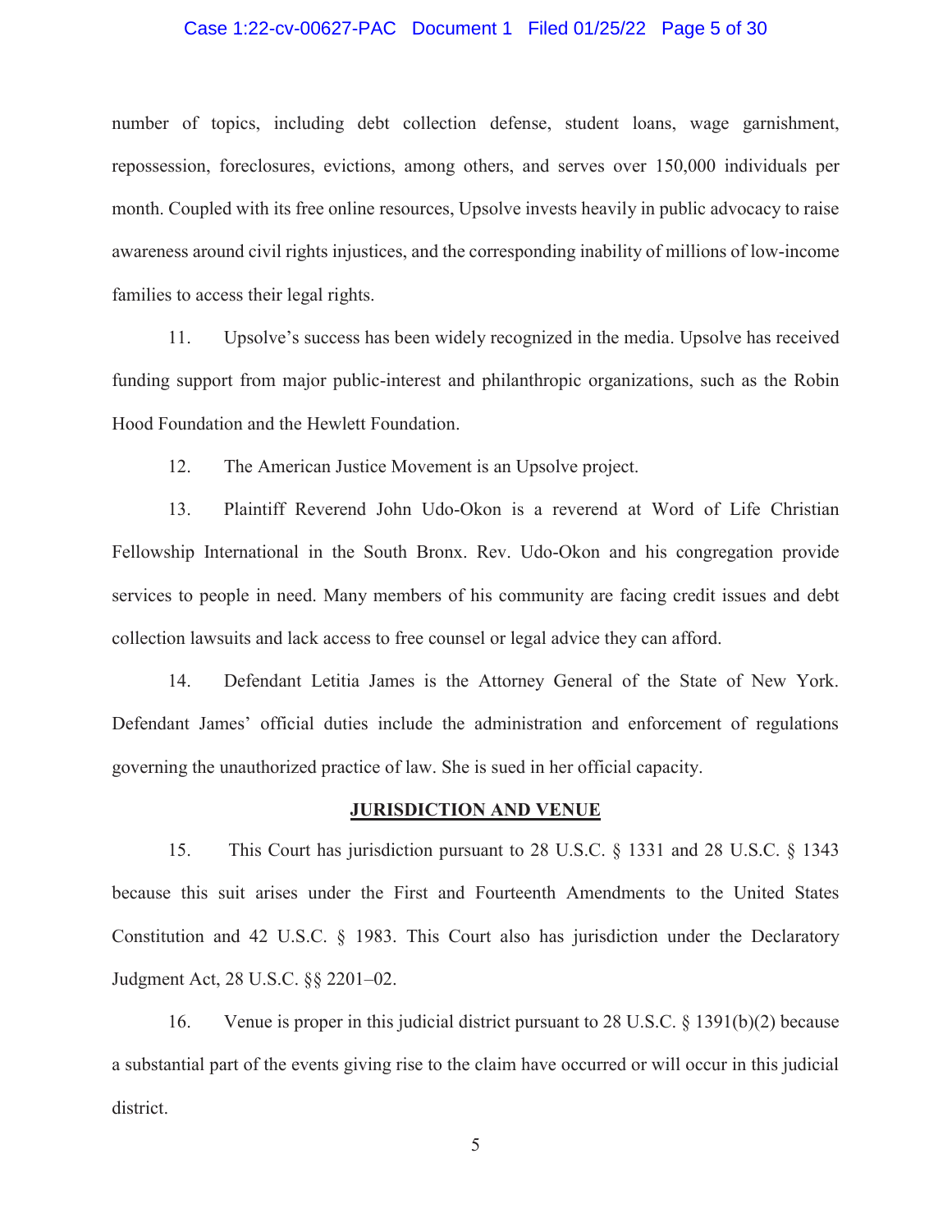number of topics, including debt collection defense, student loans, wage garnishment, repossession, foreclosures, evictions, among others, and serves over 150,000 individuals per month. Coupled with its free online resources, Upsolve invests heavily in public advocacy to raise awareness around civil rights injustices, and the corresponding inability of millions of low-income families to access their legal rights.

11. Upsolve's success has been widely recognized in the media. Upsolve has received funding support from major public-interest and philanthropic organizations, such as the Robin Hood Foundation and the Hewlett Foundation.

12. The American Justice Movement is an Upsolve project.

13. Plaintiff Reverend John Udo-Okon is a reverend at Word of Life Christian Fellowship International in the South Bronx. Rev. Udo-Okon and his congregation provide services to people in need. Many members of his community are facing credit issues and debt collection lawsuits and lack access to free counsel or legal advice they can afford.

14. Defendant Letitia James is the Attorney General of the State of New York. Defendant James' official duties include the administration and enforcement of regulations governing the unauthorized practice of law. She is sued in her official capacity.

## JURISDICTION AND VENUE

15. This Court has jurisdiction pursuant to 28 U.S.C. § 1331 and 28 U.S.C. § 1343 because this suit arises under the First and Fourteenth Amendments to the United States Constitution and 42 U.S.C. § 1983. This Court also has jurisdiction under the Declaratory Judgment Act, 28 U.S.C. §§ 2201–02.

16. Venue is proper in this judicial district pursuant to 28 U.S.C. § 1391(b)(2) because a substantial part of the events giving rise to the claim have occurred or will occur in this judicial district.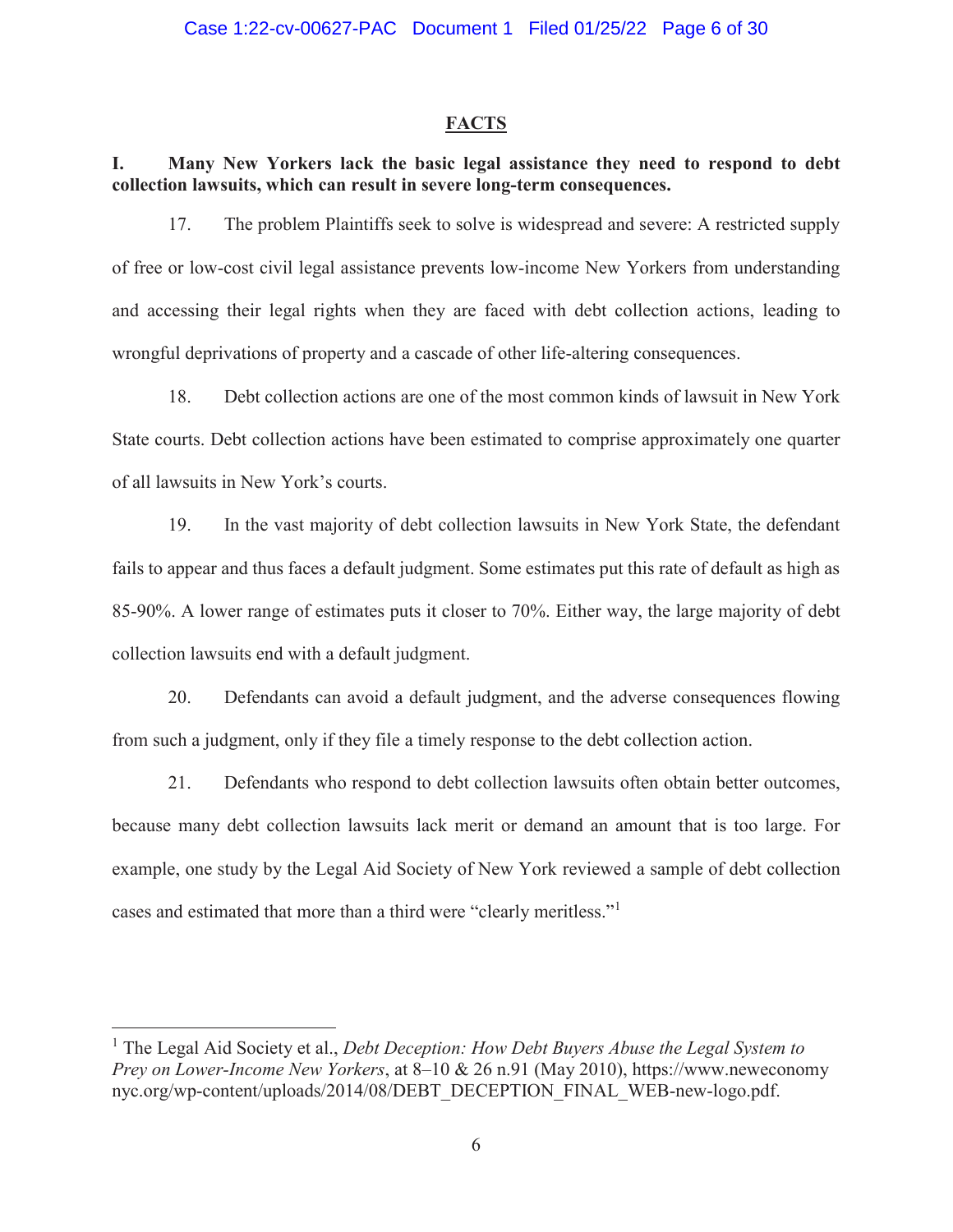## FACTS

### I. Many New Yorkers lack the basic legal assistance they need to respond to debt collection lawsuits, which can result in severe long-term consequences.

17. The problem Plaintiffs seek to solve is widespread and severe: A restricted supply of free or low-cost civil legal assistance prevents low-income New Yorkers from understanding and accessing their legal rights when they are faced with debt collection actions, leading to wrongful deprivations of property and a cascade of other life-altering consequences.

18. Debt collection actions are one of the most common kinds of lawsuit in New York State courts. Debt collection actions have been estimated to comprise approximately one quarter of all lawsuits in New York's courts.

19. In the vast majority of debt collection lawsuits in New York State, the defendant fails to appear and thus faces a default judgment. Some estimates put this rate of default as high as 85-90%. A lower range of estimates puts it closer to 70%. Either way, the large majority of debt collection lawsuits end with a default judgment.

20. Defendants can avoid a default judgment, and the adverse consequences flowing from such a judgment, only if they file a timely response to the debt collection action.

21. Defendants who respond to debt collection lawsuits often obtain better outcomes, because many debt collection lawsuits lack merit or demand an amount that is too large. For example, one study by the Legal Aid Society of New York reviewed a sample of debt collection cases and estimated that more than a third were "clearly meritless."[1]

---

[1] The Legal Aid Society et al., *Debt Deception: How Debt Buyers Abuse the Legal System to Prey on Lower-Income New Yorkers*, at 8–10 & 26 n.91 (May 2010), https://www.neweconomynyc.org/wp-content/uploads/2014/08/DEBT_DECEPTION_FINAL_WEB-new-logo.pdf.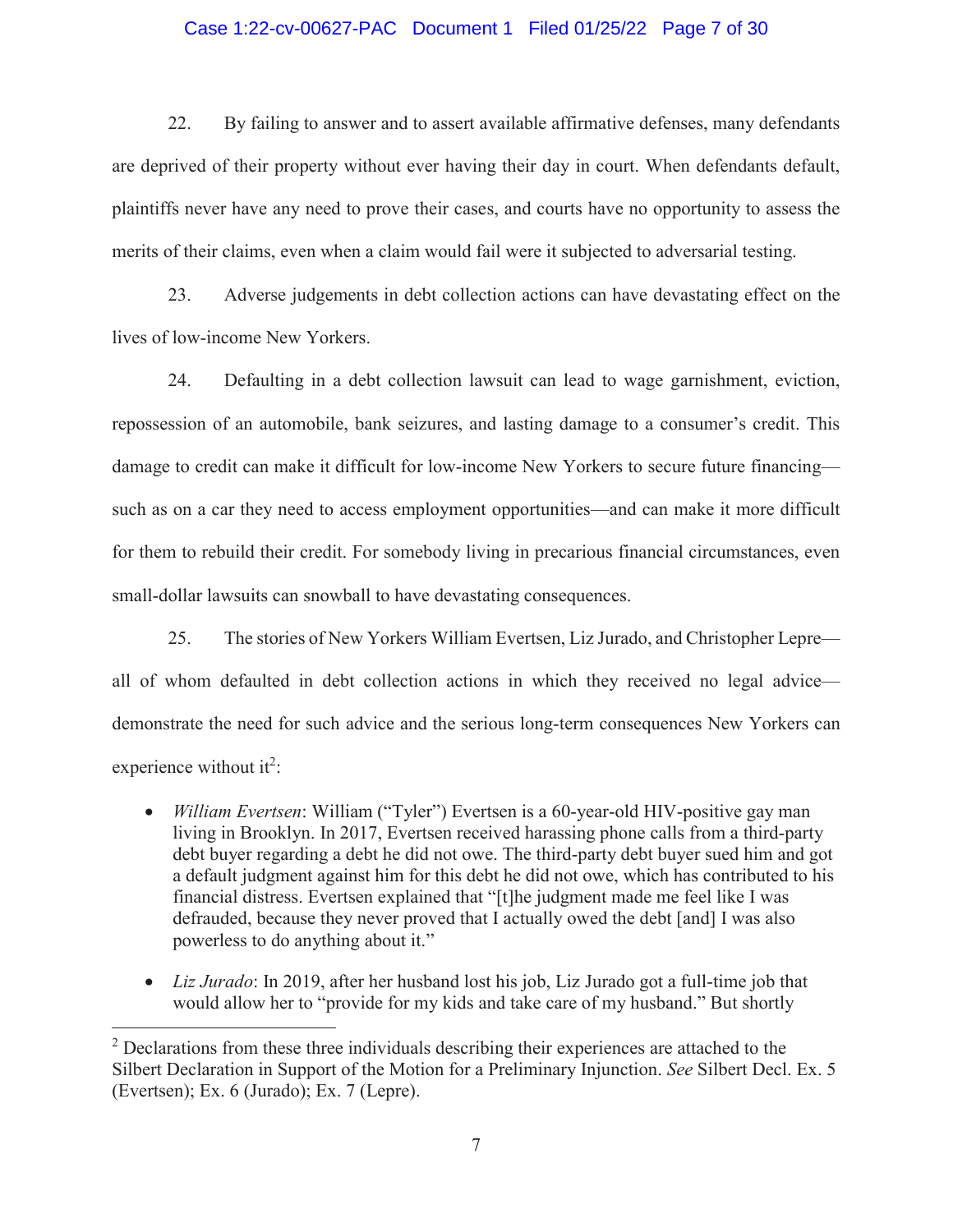22. By failing to answer and to assert available affirmative defenses, many defendants are deprived of their property without ever having their day in court. When defendants default, plaintiffs never have any need to prove their cases, and courts have no opportunity to assess the merits of their claims, even when a claim would fail were it subjected to adversarial testing.

23. Adverse judgements in debt collection actions can have devastating effect on the lives of low-income New Yorkers.

24. Defaulting in a debt collection lawsuit can lead to wage garnishment, eviction, repossession of an automobile, bank seizures, and lasting damage to a consumer's credit. This damage to credit can make it difficult for low-income New Yorkers to secure future financing—such as on a car they need to access employment opportunities—and can make it more difficult for them to rebuild their credit. For somebody living in precarious financial circumstances, even small-dollar lawsuits can snowball to have devastating consequences.

25. The stories of New Yorkers William Evertsen, Liz Jurado, and Christopher Lepre—all of whom defaulted in debt collection actions in which they received no legal advice—demonstrate the need for such advice and the serious long-term consequences New Yorkers can experience without it[2]:

- *William Evertsen*: William ("Tyler") Evertsen is a 60-year-old HIV-positive gay man living in Brooklyn. In 2017, Evertsen received harassing phone calls from a third-party debt buyer regarding a debt he did not owe. The third-party debt buyer sued him and got a default judgment against him for this debt he did not owe, which has contributed to his financial distress. Evertsen explained that "[t]he judgment made me feel like I was defrauded, because they never proved that I actually owed the debt [and] I was also powerless to do anything about it."

- *Liz Jurado*: In 2019, after her husband lost his job, Liz Jurado got a full-time job that would allow her to "provide for my kids and take care of my husband." But shortly

[2] Declarations from these three individuals describing their experiences are attached to the Silbert Declaration in Support of the Motion for a Preliminary Injunction. *See* Silbert Decl. Ex. 5 (Evertsen); Ex. 6 (Jurado); Ex. 7 (Lepre).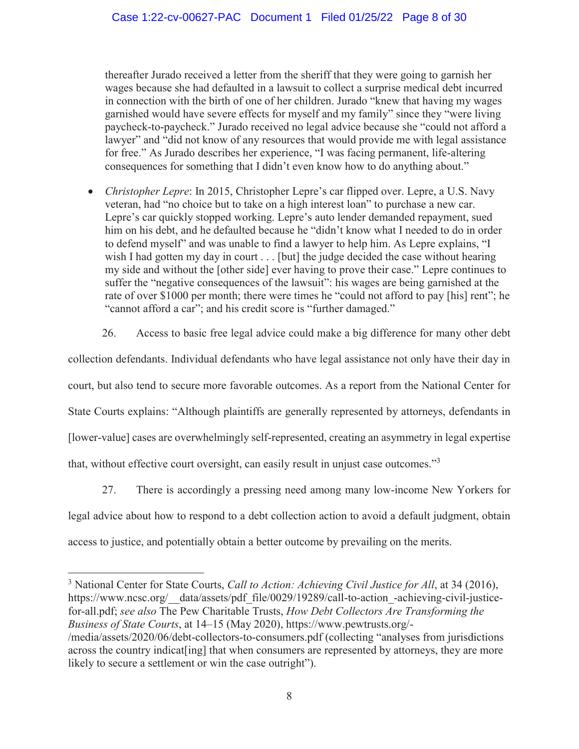thereafter Jurado received a letter from the sheriff that they were going to garnish her wages because she had defaulted in a lawsuit to collect a surprise medical debt incurred in connection with the birth of one of her children. Jurado "knew that having my wages garnished would have severe effects for myself and my family" since they "were living paycheck-to-paycheck." Jurado received no legal advice because she "could not afford a lawyer" and "did not know of any resources that would provide me with legal assistance for free." As Jurado describes her experience, "I was facing permanent, life-altering consequences for something that I didn't even know how to do anything about."

- *Christopher Lepre*: In 2015, Christopher Lepre's car flipped over. Lepre, a U.S. Navy veteran, had "no choice but to take on a high interest loan" to purchase a new car. Lepre's car quickly stopped working. Lepre's auto lender demanded repayment, sued him on his debt, and he defaulted because he "didn't know what I needed to do in order to defend myself" and was unable to find a lawyer to help him. As Lepre explains, "I wish I had gotten my day in court . . . [but] the judge decided the case without hearing my side and without the [other side] ever having to prove their case." Lepre continues to suffer the "negative consequences of the lawsuit": his wages are being garnished at the rate of over $1000 per month; there were times he "could not afford to pay [his] rent"; he "cannot afford a car"; and his credit score is "further damaged."

26. Access to basic free legal advice could make a big difference for many other debt collection defendants. Individual defendants who have legal assistance not only have their day in court, but also tend to secure more favorable outcomes. As a report from the National Center for State Courts explains: "Although plaintiffs are generally represented by attorneys, defendants in [lower-value] cases are overwhelmingly self-represented, creating an asymmetry in legal expertise that, without effective court oversight, can easily result in unjust case outcomes."[3]

27. There is accordingly a pressing need among many low-income New Yorkers for legal advice about how to respond to a debt collection action to avoid a default judgment, obtain access to justice, and potentially obtain a better outcome by prevailing on the merits.

---

[3] National Center for State Courts, *Call to Action: Achieving Civil Justice for All*, at 34 (2016), https://www.ncsc.org/__data/assets/pdf_file/0029/19289/call-to-action_-achieving-civil-justice-for-all.pdf; *see also* The Pew Charitable Trusts, *How Debt Collectors Are Transforming the Business of State Courts*, at 14–15 (May 2020), https://www.pewtrusts.org/-/media/assets/2020/06/debt-collectors-to-consumers.pdf (collecting "analyses from jurisdictions across the country indicat[ing] that when consumers are represented by attorneys, they are more likely to secure a settlement or win the case outright").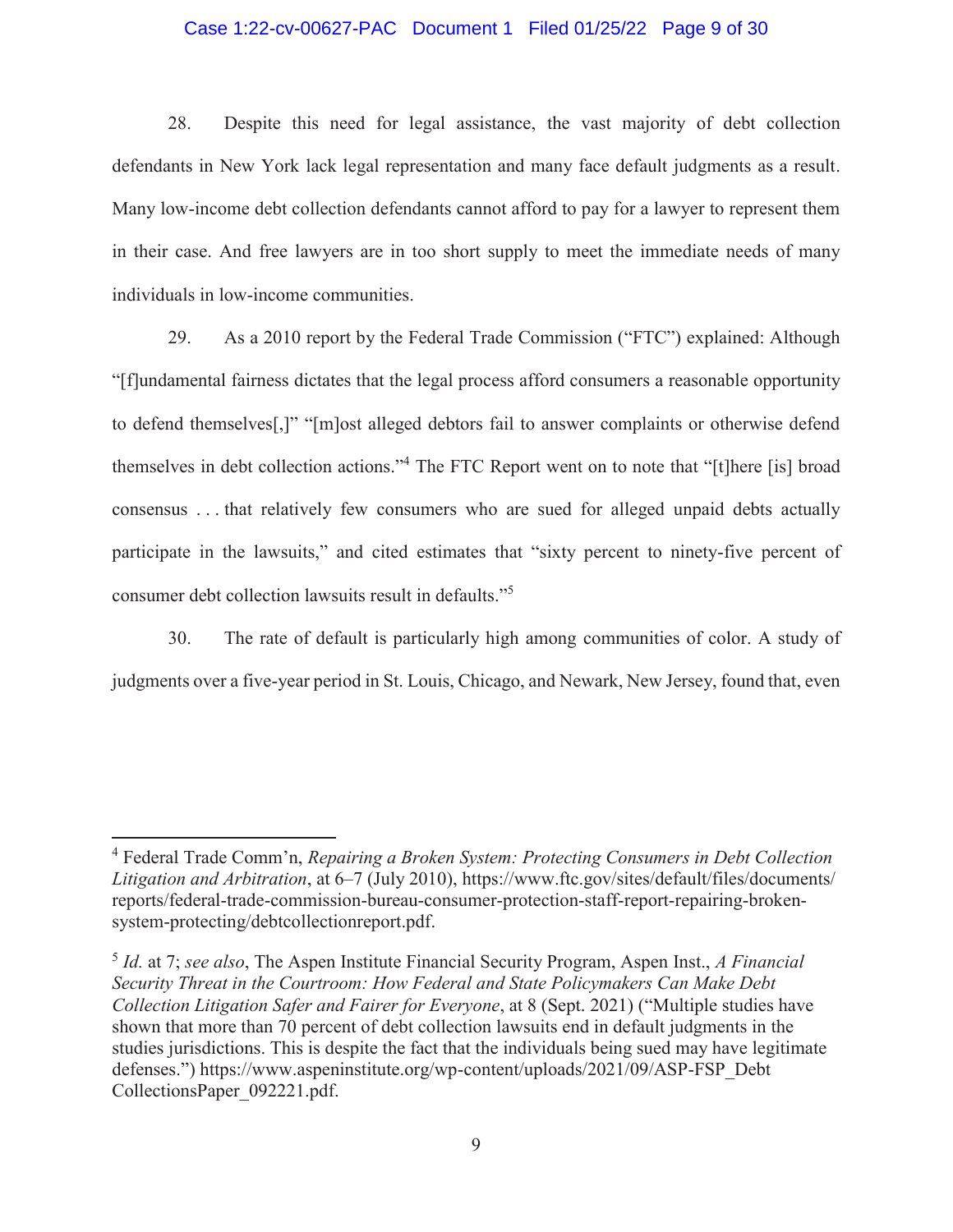28. Despite this need for legal assistance, the vast majority of debt collection defendants in New York lack legal representation and many face default judgments as a result. Many low-income debt collection defendants cannot afford to pay for a lawyer to represent them in their case. And free lawyers are in too short supply to meet the immediate needs of many individuals in low-income communities.

29. As a 2010 report by the Federal Trade Commission ("FTC") explained: Although "[f]undamental fairness dictates that the legal process afford consumers a reasonable opportunity to defend themselves[,]" "[m]ost alleged debtors fail to answer complaints or otherwise defend themselves in debt collection actions."[4] The FTC Report went on to note that "[t]here [is] broad consensus . . . that relatively few consumers who are sued for alleged unpaid debts actually participate in the lawsuits," and cited estimates that "sixty percent to ninety-five percent of consumer debt collection lawsuits result in defaults."[5]

30. The rate of default is particularly high among communities of color. A study of judgments over a five-year period in St. Louis, Chicago, and Newark, New Jersey, found that, even

---

[4] Federal Trade Comm'n, *Repairing a Broken System: Protecting Consumers in Debt Collection Litigation and Arbitration*, at 6–7 (July 2010), https://www.ftc.gov/sites/default/files/documents/reports/federal-trade-commission-bureau-consumer-protection-staff-report-repairing-broken-system-protecting/debtcollectionreport.pdf.

[5] *Id.* at 7; *see also*, The Aspen Institute Financial Security Program, Aspen Inst., *A Financial Security Threat in the Courtroom: How Federal and State Policymakers Can Make Debt Collection Litigation Safer and Fairer for Everyone*, at 8 (Sept. 2021) ("Multiple studies have shown that more than 70 percent of debt collection lawsuits end in default judgments in the studies jurisdictions. This is despite the fact that the individuals being sued may have legitimate defenses.") https://www.aspeninstitute.org/wp-content/uploads/2021/09/ASP-FSP_Debt CollectionsPaper_092221.pdf.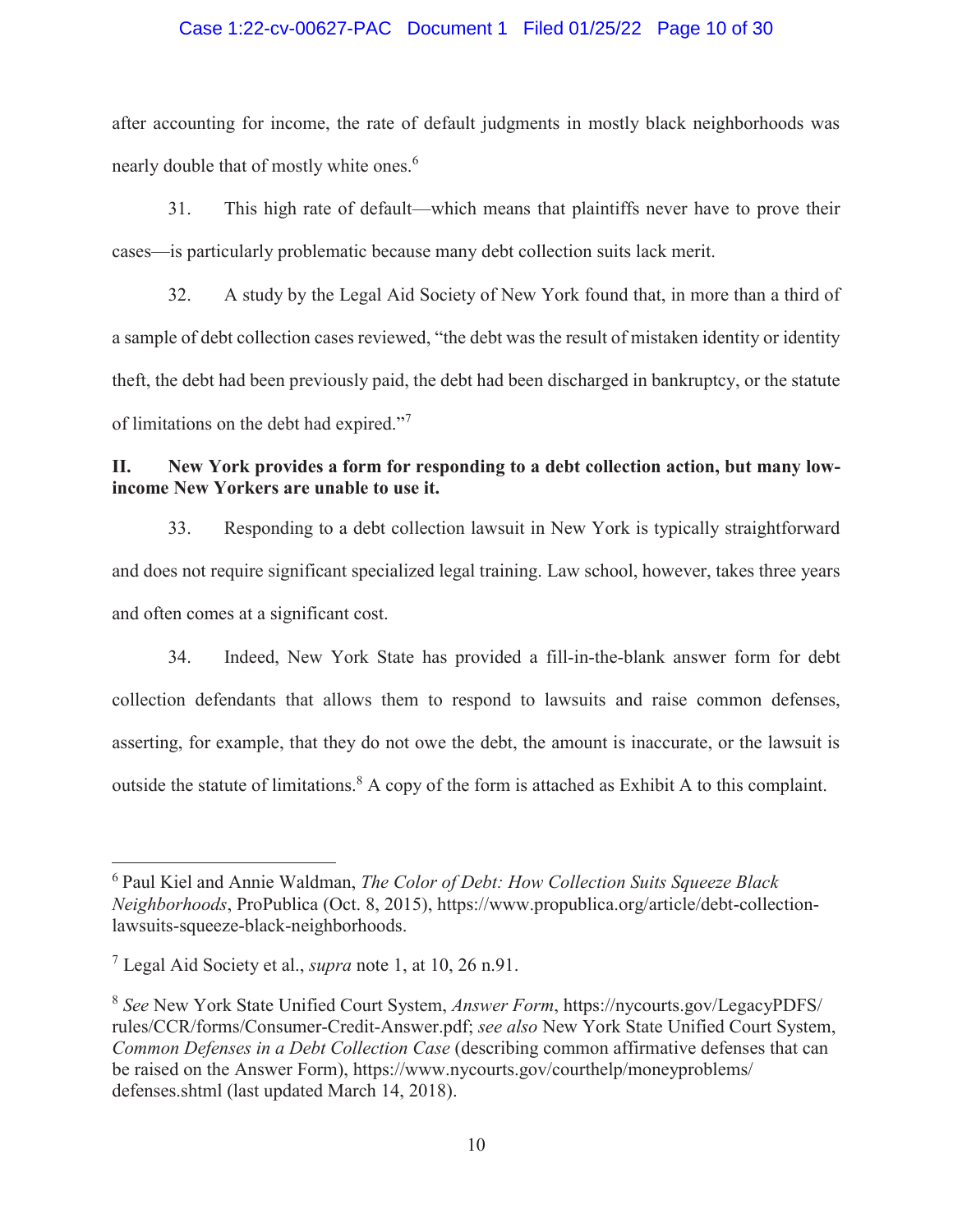after accounting for income, the rate of default judgments in mostly black neighborhoods was nearly double that of mostly white ones.[6]

31. This high rate of default—which means that plaintiffs never have to prove their cases—is particularly problematic because many debt collection suits lack merit.

32. A study by the Legal Aid Society of New York found that, in more than a third of a sample of debt collection cases reviewed, "the debt was the result of mistaken identity or identity theft, the debt had been previously paid, the debt had been discharged in bankruptcy, or the statute of limitations on the debt had expired."[7]

## II. New York provides a form for responding to a debt collection action, but many low-income New Yorkers are unable to use it.

33. Responding to a debt collection lawsuit in New York is typically straightforward and does not require significant specialized legal training. Law school, however, takes three years and often comes at a significant cost.

34. Indeed, New York State has provided a fill-in-the-blank answer form for debt collection defendants that allows them to respond to lawsuits and raise common defenses, asserting, for example, that they do not owe the debt, the amount is inaccurate, or the lawsuit is outside the statute of limitations.[8] A copy of the form is attached as Exhibit A to this complaint.

---

[6] Paul Kiel and Annie Waldman, *The Color of Debt: How Collection Suits Squeeze Black Neighborhoods*, ProPublica (Oct. 8, 2015), https://www.propublica.org/article/debt-collection-lawsuits-squeeze-black-neighborhoods.

[7] Legal Aid Society et al., *supra* note 1, at 10, 26 n.91.

[8] *See* New York State Unified Court System, *Answer Form*, https://nycourts.gov/LegacyPDFS/rules/CCR/forms/Consumer-Credit-Answer.pdf; *see also* New York State Unified Court System, *Common Defenses in a Debt Collection Case* (describing common affirmative defenses that can be raised on the Answer Form), https://www.nycourts.gov/courthelp/moneyproblems/defenses.shtml (last updated March 14, 2018).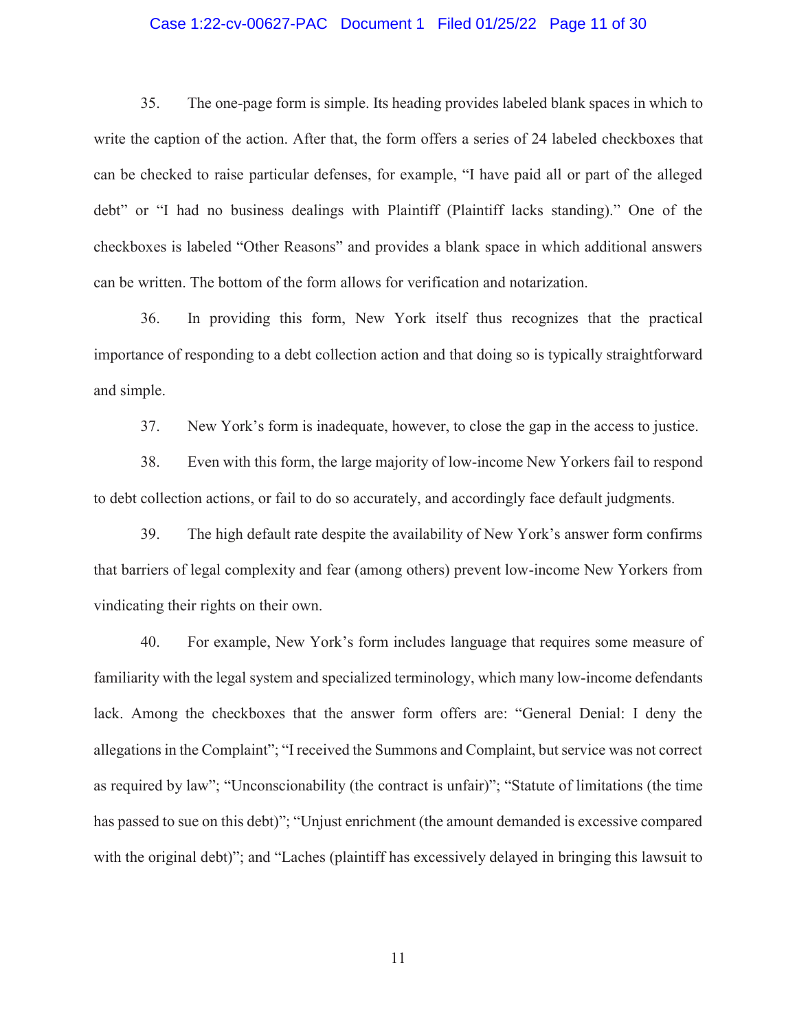35. The one-page form is simple. Its heading provides labeled blank spaces in which to write the caption of the action. After that, the form offers a series of 24 labeled checkboxes that can be checked to raise particular defenses, for example, "I have paid all or part of the alleged debt" or "I had no business dealings with Plaintiff (Plaintiff lacks standing)." One of the checkboxes is labeled "Other Reasons" and provides a blank space in which additional answers can be written. The bottom of the form allows for verification and notarization.

36. In providing this form, New York itself thus recognizes that the practical importance of responding to a debt collection action and that doing so is typically straightforward and simple.

37. New York's form is inadequate, however, to close the gap in the access to justice.

38. Even with this form, the large majority of low-income New Yorkers fail to respond to debt collection actions, or fail to do so accurately, and accordingly face default judgments.

39. The high default rate despite the availability of New York's answer form confirms that barriers of legal complexity and fear (among others) prevent low-income New Yorkers from vindicating their rights on their own.

40. For example, New York's form includes language that requires some measure of familiarity with the legal system and specialized terminology, which many low-income defendants lack. Among the checkboxes that the answer form offers are: "General Denial: I deny the allegations in the Complaint"; "I received the Summons and Complaint, but service was not correct as required by law"; "Unconscionability (the contract is unfair)"; "Statute of limitations (the time has passed to sue on this debt)"; "Unjust enrichment (the amount demanded is excessive compared with the original debt)"; and "Laches (plaintiff has excessively delayed in bringing this lawsuit to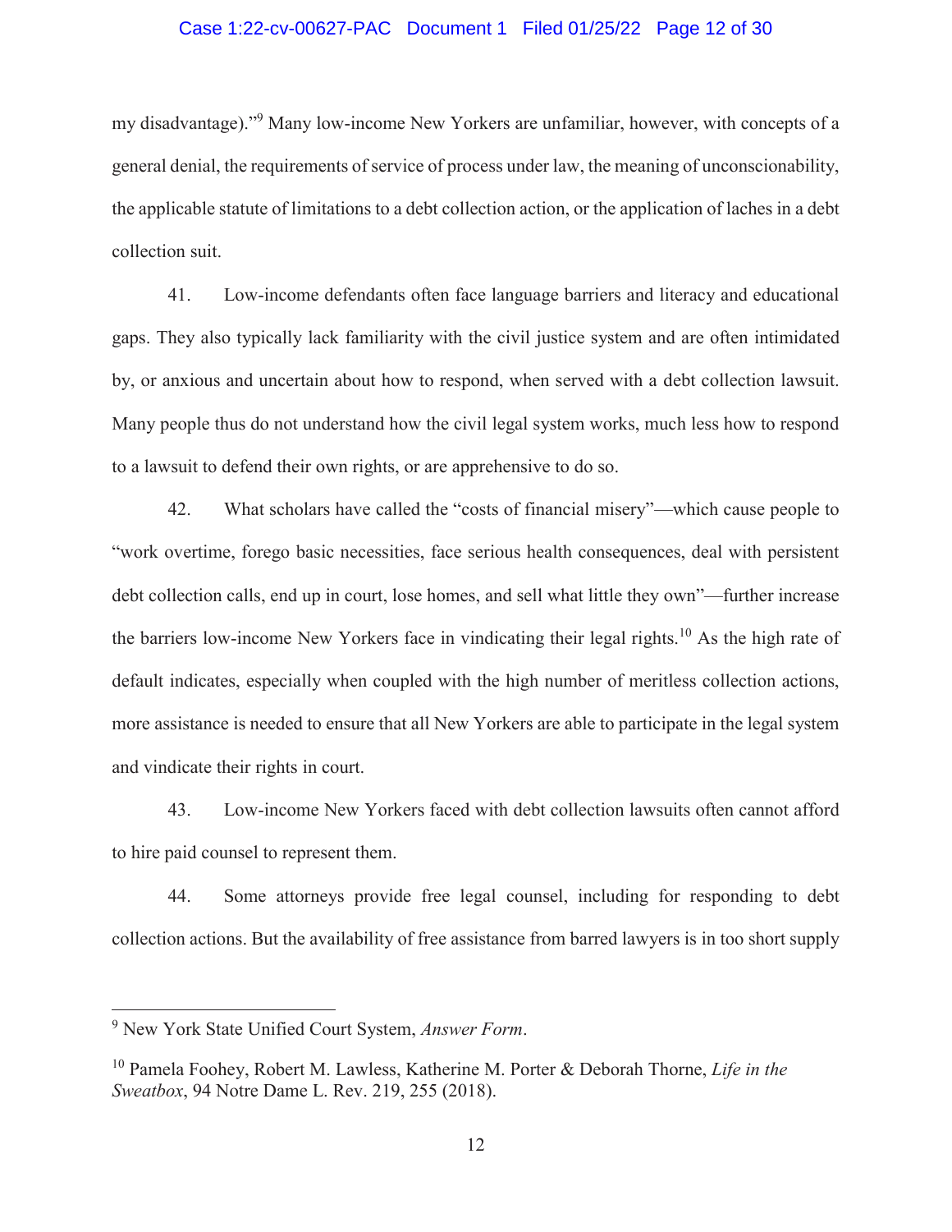my disadvantage)."[9] Many low-income New Yorkers are unfamiliar, however, with concepts of a general denial, the requirements of service of process under law, the meaning of unconscionability, the applicable statute of limitations to a debt collection action, or the application of laches in a debt collection suit.

41. Low-income defendants often face language barriers and literacy and educational gaps. They also typically lack familiarity with the civil justice system and are often intimidated by, or anxious and uncertain about how to respond, when served with a debt collection lawsuit. Many people thus do not understand how the civil legal system works, much less how to respond to a lawsuit to defend their own rights, or are apprehensive to do so.

42. What scholars have called the "costs of financial misery"—which cause people to "work overtime, forego basic necessities, face serious health consequences, deal with persistent debt collection calls, end up in court, lose homes, and sell what little they own"—further increase the barriers low-income New Yorkers face in vindicating their legal rights.[10] As the high rate of default indicates, especially when coupled with the high number of meritless collection actions, more assistance is needed to ensure that all New Yorkers are able to participate in the legal system and vindicate their rights in court.

43. Low-income New Yorkers faced with debt collection lawsuits often cannot afford to hire paid counsel to represent them.

44. Some attorneys provide free legal counsel, including for responding to debt collection actions. But the availability of free assistance from barred lawyers is in too short supply

---

[9] New York State Unified Court System, *Answer Form*.

[10] Pamela Foohey, Robert M. Lawless, Katherine M. Porter & Deborah Thorne, *Life in the Sweatbox*, 94 Notre Dame L. Rev. 219, 255 (2018).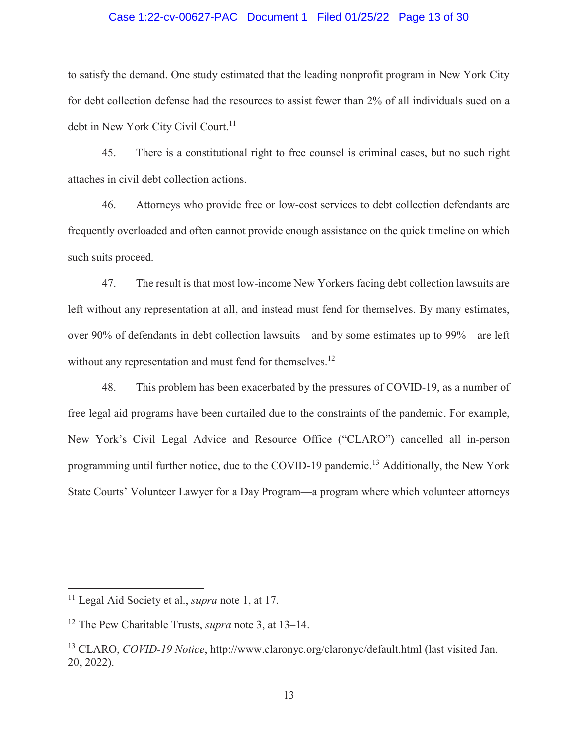to satisfy the demand. One study estimated that the leading nonprofit program in New York City for debt collection defense had the resources to assist fewer than 2% of all individuals sued on a debt in New York City Civil Court.[11]

45. There is a constitutional right to free counsel is criminal cases, but no such right attaches in civil debt collection actions.

46. Attorneys who provide free or low-cost services to debt collection defendants are frequently overloaded and often cannot provide enough assistance on the quick timeline on which such suits proceed.

47. The result is that most low-income New Yorkers facing debt collection lawsuits are left without any representation at all, and instead must fend for themselves. By many estimates, over 90% of defendants in debt collection lawsuits—and by some estimates up to 99%—are left without any representation and must fend for themselves.[12]

48. This problem has been exacerbated by the pressures of COVID-19, as a number of free legal aid programs have been curtailed due to the constraints of the pandemic. For example, New York's Civil Legal Advice and Resource Office ("CLARO") cancelled all in-person programming until further notice, due to the COVID-19 pandemic.[13] Additionally, the New York State Courts' Volunteer Lawyer for a Day Program—a program where which volunteer attorneys

---

[11] Legal Aid Society et al., *supra* note 1, at 17.

[12] The Pew Charitable Trusts, *supra* note 3, at 13–14.

[13] CLARO, *COVID-19 Notice*, http://www.claronyc.org/claronyc/default.html (last visited Jan. 20, 2022).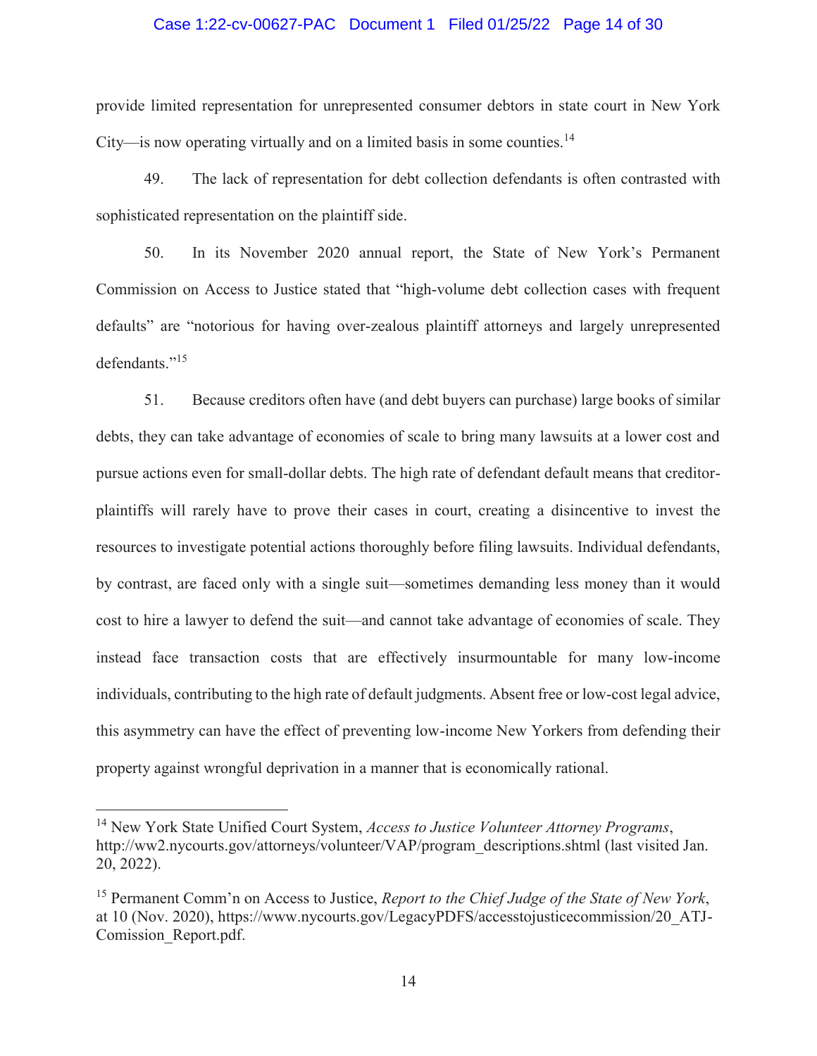provide limited representation for unrepresented consumer debtors in state court in New York City—is now operating virtually and on a limited basis in some counties.[14]

49. The lack of representation for debt collection defendants is often contrasted with sophisticated representation on the plaintiff side.

50. In its November 2020 annual report, the State of New York's Permanent Commission on Access to Justice stated that "high-volume debt collection cases with frequent defaults" are "notorious for having over-zealous plaintiff attorneys and largely unrepresented defendants."[15]

51. Because creditors often have (and debt buyers can purchase) large books of similar debts, they can take advantage of economies of scale to bring many lawsuits at a lower cost and pursue actions even for small-dollar debts. The high rate of defendant default means that creditor-plaintiffs will rarely have to prove their cases in court, creating a disincentive to invest the resources to investigate potential actions thoroughly before filing lawsuits. Individual defendants, by contrast, are faced only with a single suit—sometimes demanding less money than it would cost to hire a lawyer to defend the suit—and cannot take advantage of economies of scale. They instead face transaction costs that are effectively insurmountable for many low-income individuals, contributing to the high rate of default judgments. Absent free or low-cost legal advice, this asymmetry can have the effect of preventing low-income New Yorkers from defending their property against wrongful deprivation in a manner that is economically rational.

---

[14] New York State Unified Court System, *Access to Justice Volunteer Attorney Programs*, http://ww2.nycourts.gov/attorneys/volunteer/VAP/program_descriptions.shtml (last visited Jan. 20, 2022).

[15] Permanent Comm'n on Access to Justice, *Report to the Chief Judge of the State of New York*, at 10 (Nov. 2020), https://www.nycourts.gov/LegacyPDFS/accesstojusticecommission/20_ATJ-Comission_Report.pdf.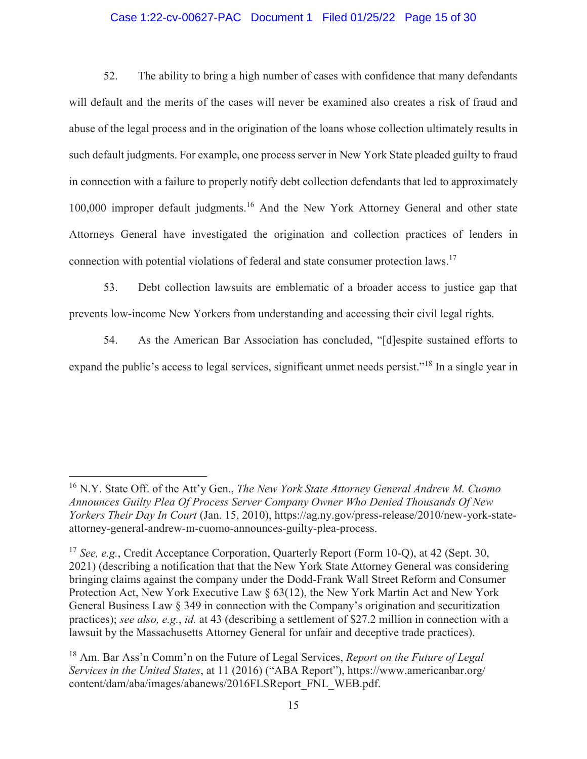52. The ability to bring a high number of cases with confidence that many defendants will default and the merits of the cases will never be examined also creates a risk of fraud and abuse of the legal process and in the origination of the loans whose collection ultimately results in such default judgments. For example, one process server in New York State pleaded guilty to fraud in connection with a failure to properly notify debt collection defendants that led to approximately 100,000 improper default judgments.[16] And the New York Attorney General and other state Attorneys General have investigated the origination and collection practices of lenders in connection with potential violations of federal and state consumer protection laws.[17]

53. Debt collection lawsuits are emblematic of a broader access to justice gap that prevents low-income New Yorkers from understanding and accessing their civil legal rights.

54. As the American Bar Association has concluded, "[d]espite sustained efforts to expand the public's access to legal services, significant unmet needs persist."[18] In a single year in

---

[16] N.Y. State Off. of the Att'y Gen., *The New York State Attorney General Andrew M. Cuomo Announces Guilty Plea Of Process Server Company Owner Who Denied Thousands Of New Yorkers Their Day In Court* (Jan. 15, 2010), https://ag.ny.gov/press-release/2010/new-york-state-attorney-general-andrew-m-cuomo-announces-guilty-plea-process.

[17] *See, e.g.*, Credit Acceptance Corporation, Quarterly Report (Form 10-Q), at 42 (Sept. 30, 2021) (describing a notification that that the New York State Attorney General was considering bringing claims against the company under the Dodd-Frank Wall Street Reform and Consumer Protection Act, New York Executive Law § 63(12), the New York Martin Act and New York General Business Law § 349 in connection with the Company's origination and securitization practices); *see also, e.g.*, *id.* at 43 (describing a settlement of $27.2 million in connection with a lawsuit by the Massachusetts Attorney General for unfair and deceptive trade practices).

[18] Am. Bar Ass'n Comm'n on the Future of Legal Services, *Report on the Future of Legal Services in the United States*, at 11 (2016) ("ABA Report"), https://www.americanbar.org/content/dam/aba/images/abanews/2016FLSReport_FNL_WEB.pdf.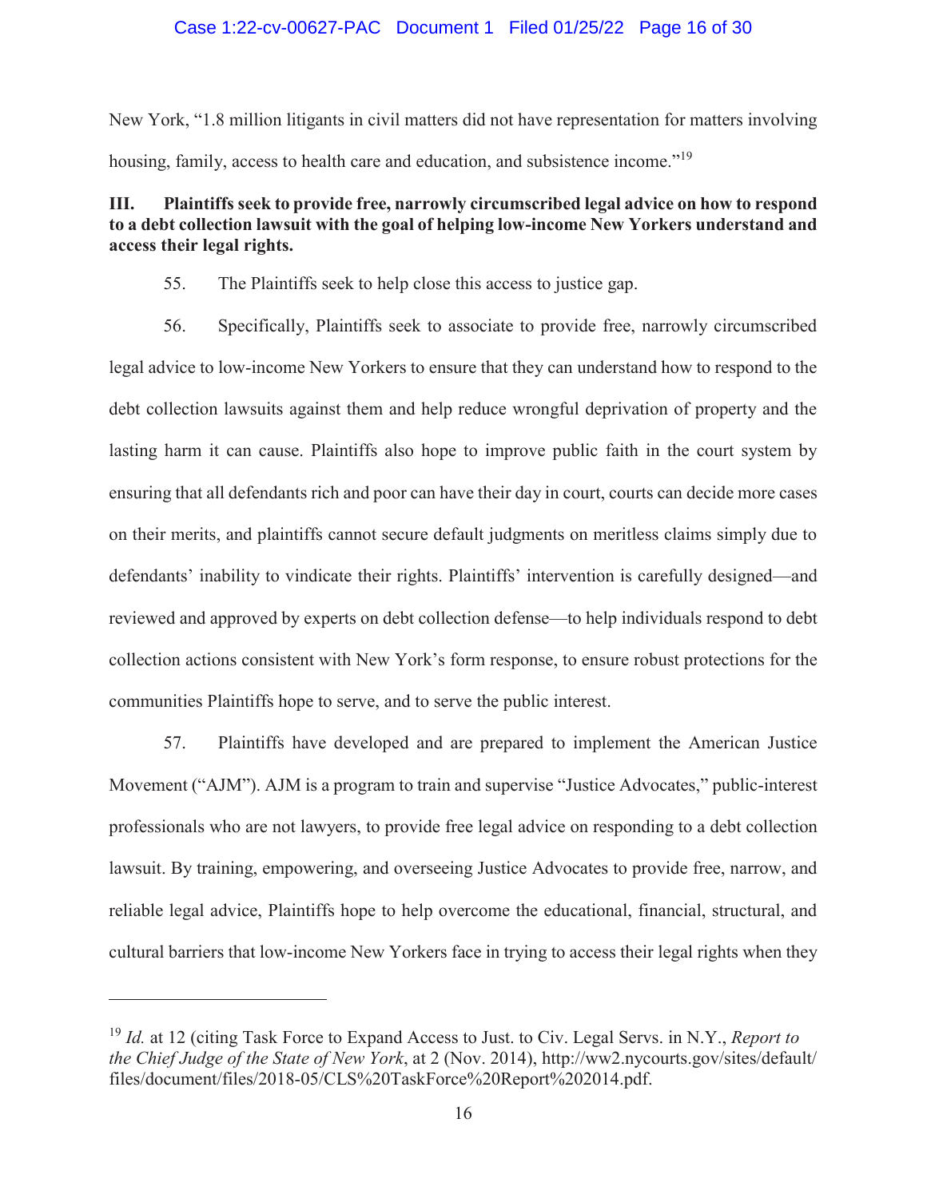New York, "1.8 million litigants in civil matters did not have representation for matters involving housing, family, access to health care and education, and subsistence income."[19]

**III. Plaintiffs seek to provide free, narrowly circumscribed legal advice on how to respond to a debt collection lawsuit with the goal of helping low-income New Yorkers understand and access their legal rights.**

55. The Plaintiffs seek to help close this access to justice gap.

56. Specifically, Plaintiffs seek to associate to provide free, narrowly circumscribed legal advice to low-income New Yorkers to ensure that they can understand how to respond to the debt collection lawsuits against them and help reduce wrongful deprivation of property and the lasting harm it can cause. Plaintiffs also hope to improve public faith in the court system by ensuring that all defendants rich and poor can have their day in court, courts can decide more cases on their merits, and plaintiffs cannot secure default judgments on meritless claims simply due to defendants' inability to vindicate their rights. Plaintiffs' intervention is carefully designed—and reviewed and approved by experts on debt collection defense—to help individuals respond to debt collection actions consistent with New York's form response, to ensure robust protections for the communities Plaintiffs hope to serve, and to serve the public interest.

57. Plaintiffs have developed and are prepared to implement the American Justice Movement ("AJM"). AJM is a program to train and supervise "Justice Advocates," public-interest professionals who are not lawyers, to provide free legal advice on responding to a debt collection lawsuit. By training, empowering, and overseeing Justice Advocates to provide free, narrow, and reliable legal advice, Plaintiffs hope to help overcome the educational, financial, structural, and cultural barriers that low-income New Yorkers face in trying to access their legal rights when they

---

[19] *Id.* at 12 (citing Task Force to Expand Access to Just. to Civ. Legal Servs. in N.Y., *Report to the Chief Judge of the State of New York*, at 2 (Nov. 2014), http://ww2.nycourts.gov/sites/default/files/document/files/2018-05/CLS%20TaskForce%20Report%202014.pdf.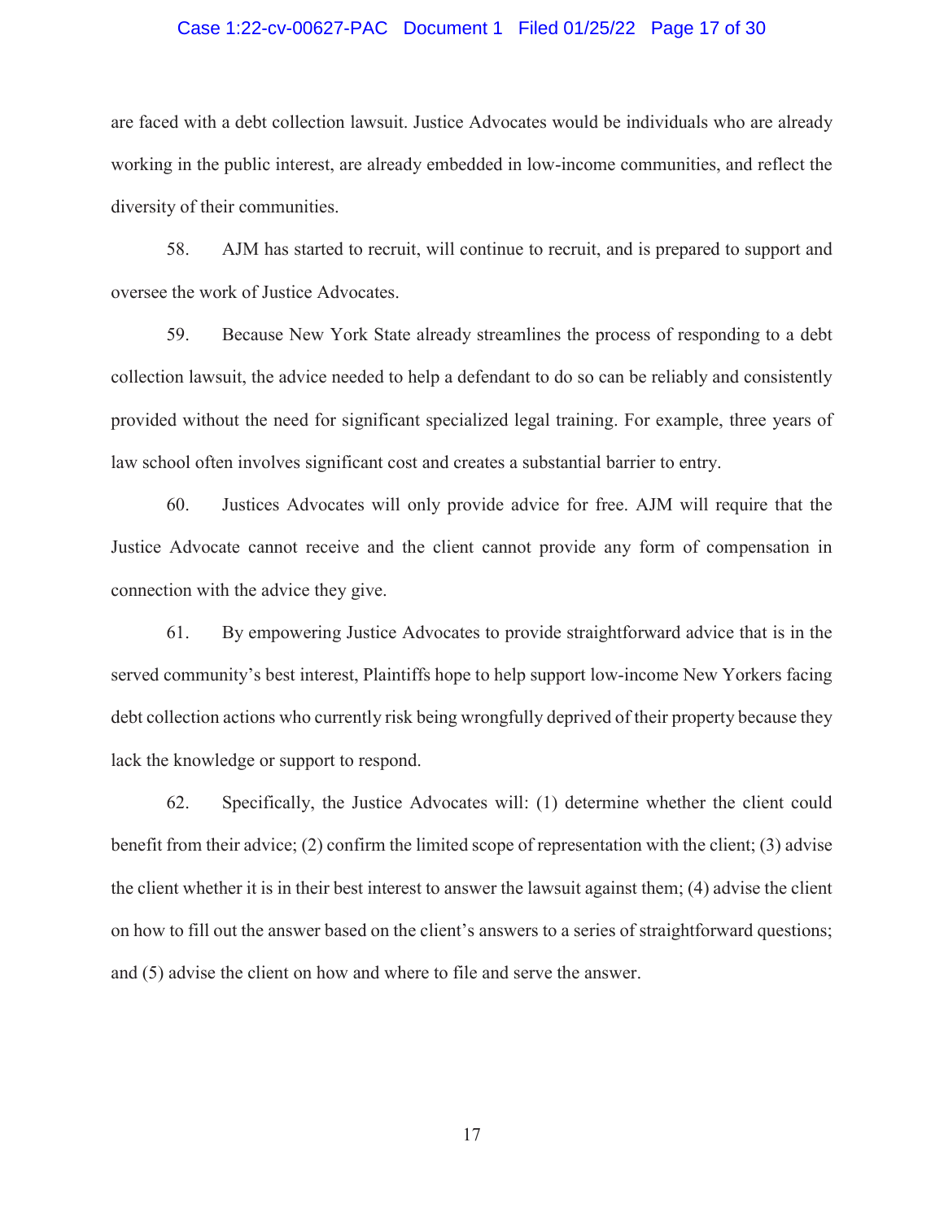are faced with a debt collection lawsuit. Justice Advocates would be individuals who are already working in the public interest, are already embedded in low-income communities, and reflect the diversity of their communities.

58. AJM has started to recruit, will continue to recruit, and is prepared to support and oversee the work of Justice Advocates.

59. Because New York State already streamlines the process of responding to a debt collection lawsuit, the advice needed to help a defendant to do so can be reliably and consistently provided without the need for significant specialized legal training. For example, three years of law school often involves significant cost and creates a substantial barrier to entry.

60. Justices Advocates will only provide advice for free. AJM will require that the Justice Advocate cannot receive and the client cannot provide any form of compensation in connection with the advice they give.

61. By empowering Justice Advocates to provide straightforward advice that is in the served community's best interest, Plaintiffs hope to help support low-income New Yorkers facing debt collection actions who currently risk being wrongfully deprived of their property because they lack the knowledge or support to respond.

62. Specifically, the Justice Advocates will: (1) determine whether the client could benefit from their advice; (2) confirm the limited scope of representation with the client; (3) advise the client whether it is in their best interest to answer the lawsuit against them; (4) advise the client on how to fill out the answer based on the client's answers to a series of straightforward questions; and (5) advise the client on how and where to file and serve the answer.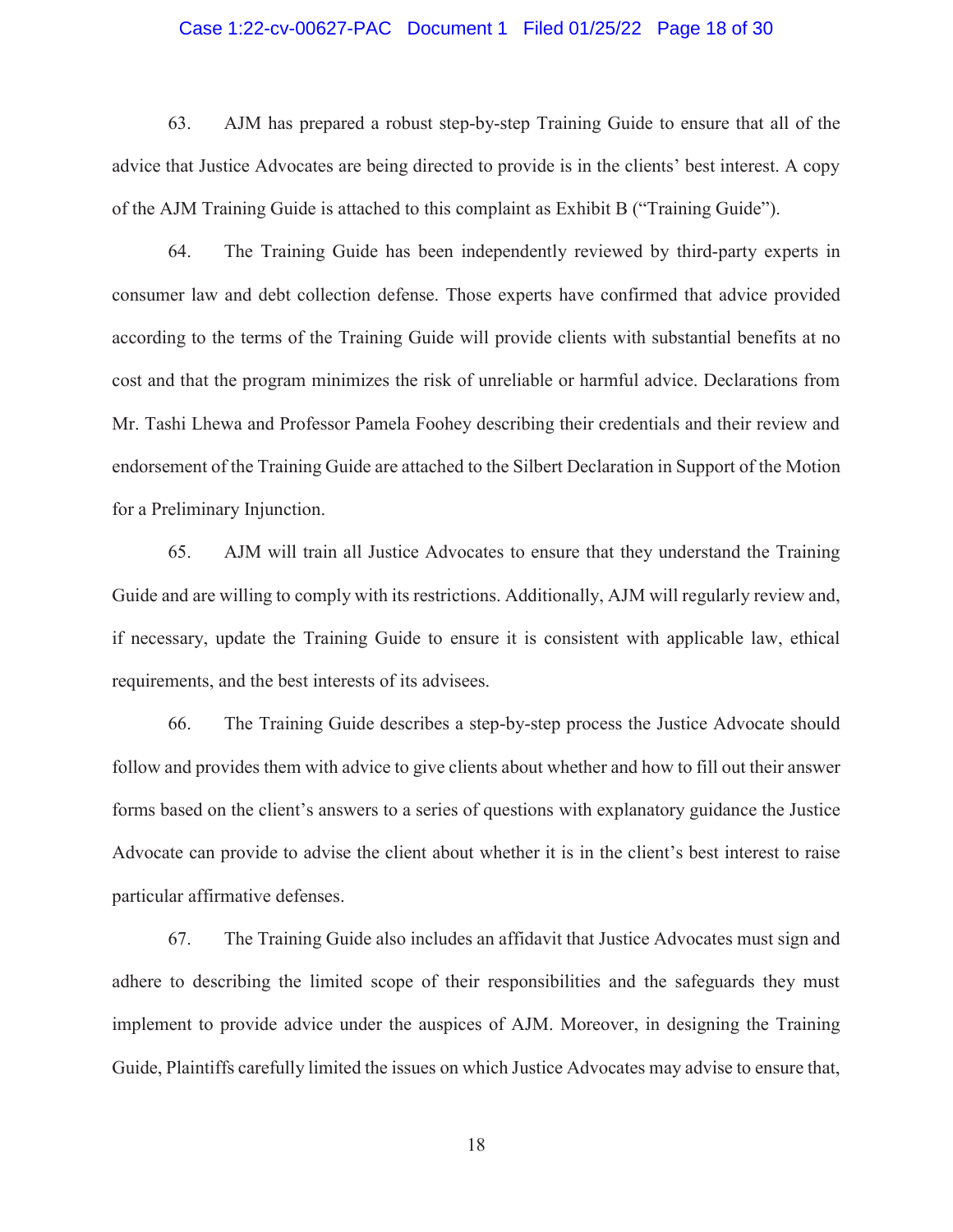63. AJM has prepared a robust step-by-step Training Guide to ensure that all of the advice that Justice Advocates are being directed to provide is in the clients' best interest. A copy of the AJM Training Guide is attached to this complaint as Exhibit B ("Training Guide").

64. The Training Guide has been independently reviewed by third-party experts in consumer law and debt collection defense. Those experts have confirmed that advice provided according to the terms of the Training Guide will provide clients with substantial benefits at no cost and that the program minimizes the risk of unreliable or harmful advice. Declarations from Mr. Tashi Lhewa and Professor Pamela Foohey describing their credentials and their review and endorsement of the Training Guide are attached to the Silbert Declaration in Support of the Motion for a Preliminary Injunction.

65. AJM will train all Justice Advocates to ensure that they understand the Training Guide and are willing to comply with its restrictions. Additionally, AJM will regularly review and, if necessary, update the Training Guide to ensure it is consistent with applicable law, ethical requirements, and the best interests of its advisees.

66. The Training Guide describes a step-by-step process the Justice Advocate should follow and provides them with advice to give clients about whether and how to fill out their answer forms based on the client's answers to a series of questions with explanatory guidance the Justice Advocate can provide to advise the client about whether it is in the client's best interest to raise particular affirmative defenses.

67. The Training Guide also includes an affidavit that Justice Advocates must sign and adhere to describing the limited scope of their responsibilities and the safeguards they must implement to provide advice under the auspices of AJM. Moreover, in designing the Training Guide, Plaintiffs carefully limited the issues on which Justice Advocates may advise to ensure that,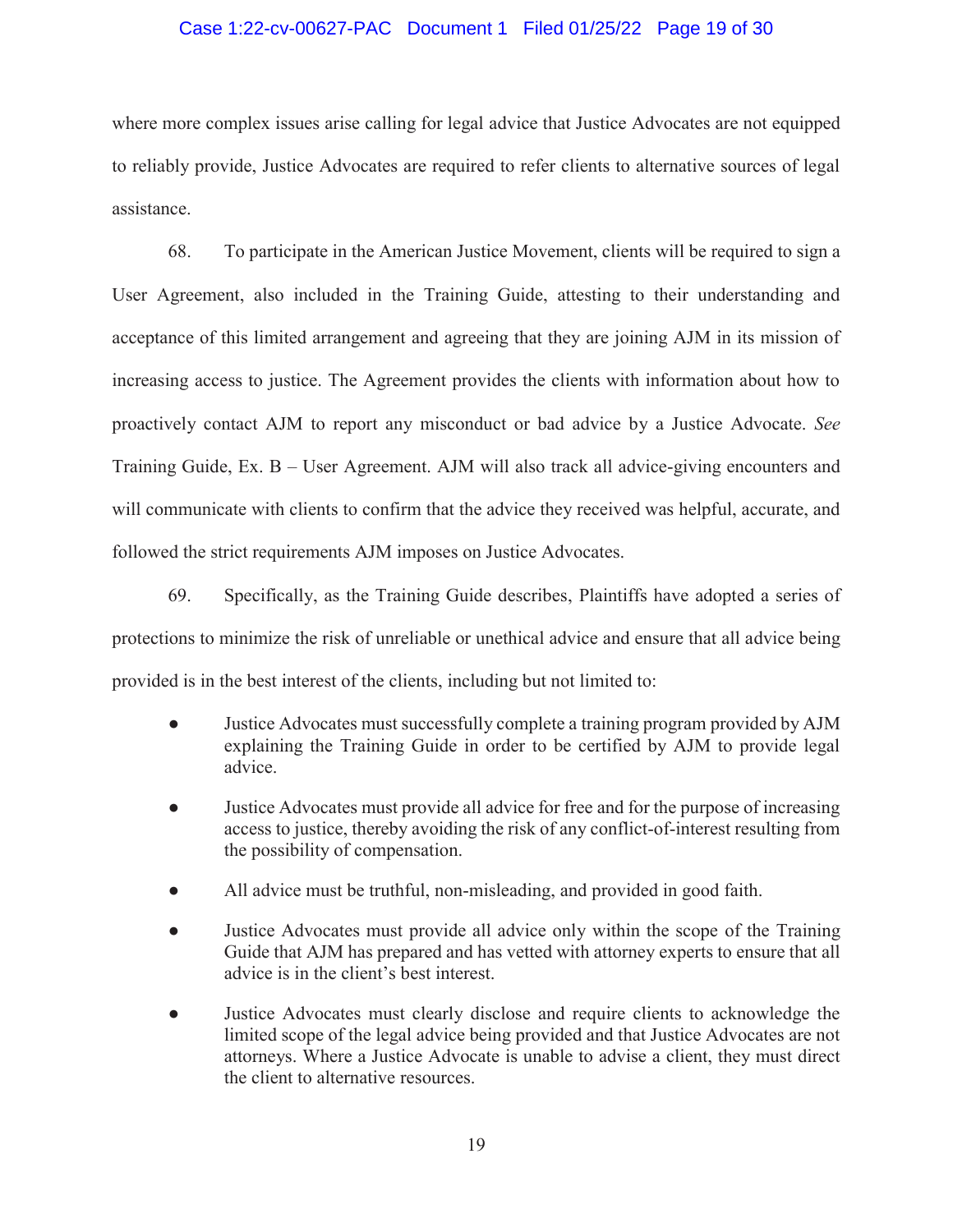where more complex issues arise calling for legal advice that Justice Advocates are not equipped to reliably provide, Justice Advocates are required to refer clients to alternative sources of legal assistance.

68. To participate in the American Justice Movement, clients will be required to sign a User Agreement, also included in the Training Guide, attesting to their understanding and acceptance of this limited arrangement and agreeing that they are joining AJM in its mission of increasing access to justice. The Agreement provides the clients with information about how to proactively contact AJM to report any misconduct or bad advice by a Justice Advocate. *See* Training Guide, Ex. B – User Agreement. AJM will also track all advice-giving encounters and will communicate with clients to confirm that the advice they received was helpful, accurate, and followed the strict requirements AJM imposes on Justice Advocates.

69. Specifically, as the Training Guide describes, Plaintiffs have adopted a series of protections to minimize the risk of unreliable or unethical advice and ensure that all advice being provided is in the best interest of the clients, including but not limited to:

- Justice Advocates must successfully complete a training program provided by AJM explaining the Training Guide in order to be certified by AJM to provide legal advice.
- Justice Advocates must provide all advice for free and for the purpose of increasing access to justice, thereby avoiding the risk of any conflict-of-interest resulting from the possibility of compensation.
- All advice must be truthful, non-misleading, and provided in good faith.
- Justice Advocates must provide all advice only within the scope of the Training Guide that AJM has prepared and has vetted with attorney experts to ensure that all advice is in the client's best interest.
- Justice Advocates must clearly disclose and require clients to acknowledge the limited scope of the legal advice being provided and that Justice Advocates are not attorneys. Where a Justice Advocate is unable to advise a client, they must direct the client to alternative resources.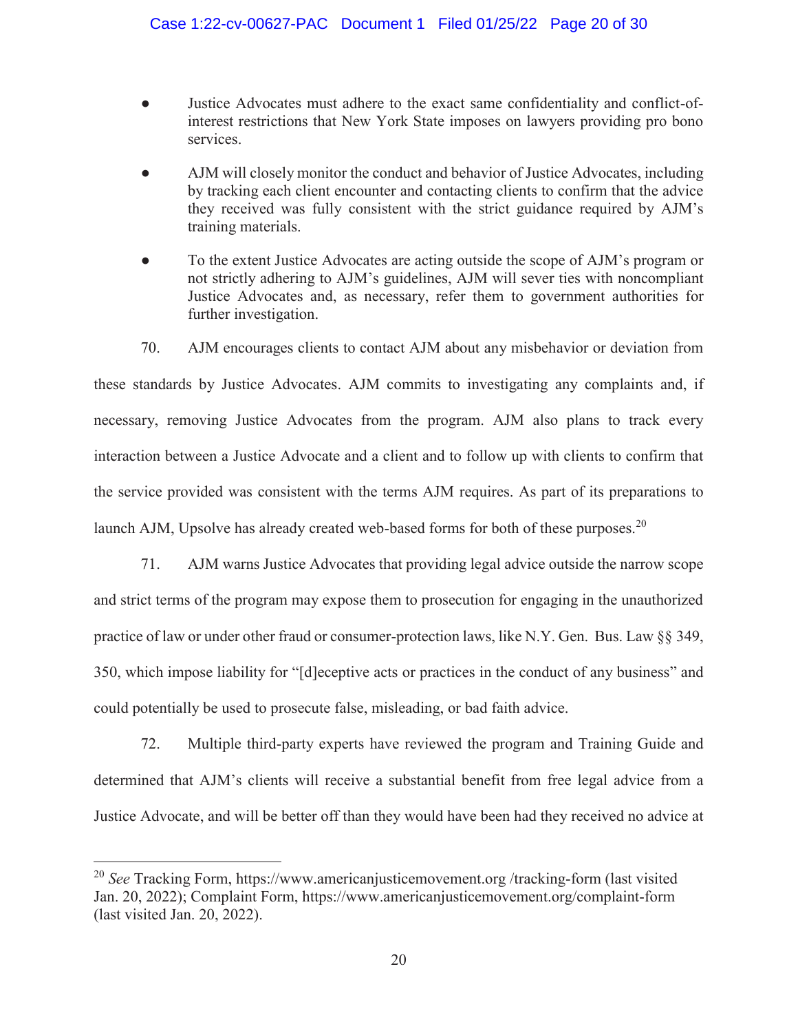- Justice Advocates must adhere to the exact same confidentiality and conflict-of-interest restrictions that New York State imposes on lawyers providing pro bono services.
- AJM will closely monitor the conduct and behavior of Justice Advocates, including by tracking each client encounter and contacting clients to confirm that the advice they received was fully consistent with the strict guidance required by AJM's training materials.
- To the extent Justice Advocates are acting outside the scope of AJM's program or not strictly adhering to AJM's guidelines, AJM will sever ties with noncompliant Justice Advocates and, as necessary, refer them to government authorities for further investigation.

70. AJM encourages clients to contact AJM about any misbehavior or deviation from these standards by Justice Advocates. AJM commits to investigating any complaints and, if necessary, removing Justice Advocates from the program. AJM also plans to track every interaction between a Justice Advocate and a client and to follow up with clients to confirm that the service provided was consistent with the terms AJM requires. As part of its preparations to launch AJM, Upsolve has already created web-based forms for both of these purposes.[20]

71. AJM warns Justice Advocates that providing legal advice outside the narrow scope and strict terms of the program may expose them to prosecution for engaging in the unauthorized practice of law or under other fraud or consumer-protection laws, like N.Y. Gen. Bus. Law §§ 349, 350, which impose liability for "[d]eceptive acts or practices in the conduct of any business" and could potentially be used to prosecute false, misleading, or bad faith advice.

72. Multiple third-party experts have reviewed the program and Training Guide and determined that AJM's clients will receive a substantial benefit from free legal advice from a Justice Advocate, and will be better off than they would have been had they received no advice at

---

[20] *See* Tracking Form, https://www.americanjusticemovement.org /tracking-form (last visited Jan. 20, 2022); Complaint Form, https://www.americanjusticemovement.org/complaint-form (last visited Jan. 20, 2022).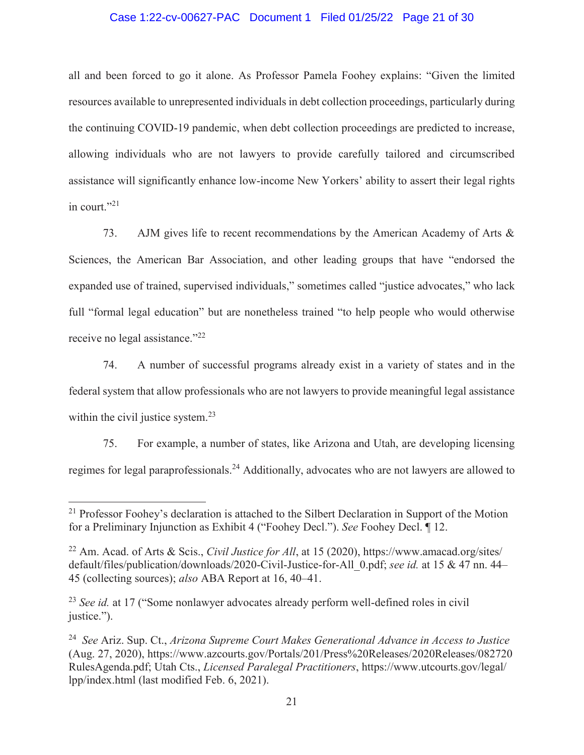all and been forced to go it alone. As Professor Pamela Foohey explains: "Given the limited resources available to unrepresented individuals in debt collection proceedings, particularly during the continuing COVID-19 pandemic, when debt collection proceedings are predicted to increase, allowing individuals who are not lawyers to provide carefully tailored and circumscribed assistance will significantly enhance low-income New Yorkers' ability to assert their legal rights in court."[21]

73. AJM gives life to recent recommendations by the American Academy of Arts & Sciences, the American Bar Association, and other leading groups that have "endorsed the expanded use of trained, supervised individuals," sometimes called "justice advocates," who lack full "formal legal education" but are nonetheless trained "to help people who would otherwise receive no legal assistance."[22]

74. A number of successful programs already exist in a variety of states and in the federal system that allow professionals who are not lawyers to provide meaningful legal assistance within the civil justice system.[23]

75. For example, a number of states, like Arizona and Utah, are developing licensing regimes for legal paraprofessionals.[24] Additionally, advocates who are not lawyers are allowed to

---

[21] Professor Foohey's declaration is attached to the Silbert Declaration in Support of the Motion for a Preliminary Injunction as Exhibit 4 ("Foohey Decl."). *See* Foohey Decl. ¶ 12.

[22] Am. Acad. of Arts & Scis., *Civil Justice for All*, at 15 (2020), https://www.amacad.org/sites/default/files/publication/downloads/2020-Civil-Justice-for-All_0.pdf; *see id.* at 15 & 47 nn. 44–45 (collecting sources); *also* ABA Report at 16, 40–41.

[23] *See id.* at 17 ("Some nonlawyer advocates already perform well-defined roles in civil justice.").

[24] *See* Ariz. Sup. Ct., *Arizona Supreme Court Makes Generational Advance in Access to Justice* (Aug. 27, 2020), https://www.azcourts.gov/Portals/201/Press%20Releases/2020Releases/082720RulesAgenda.pdf; Utah Cts., *Licensed Paralegal Practitioners*, https://www.utcourts.gov/legal/lpp/index.html (last modified Feb. 6, 2021).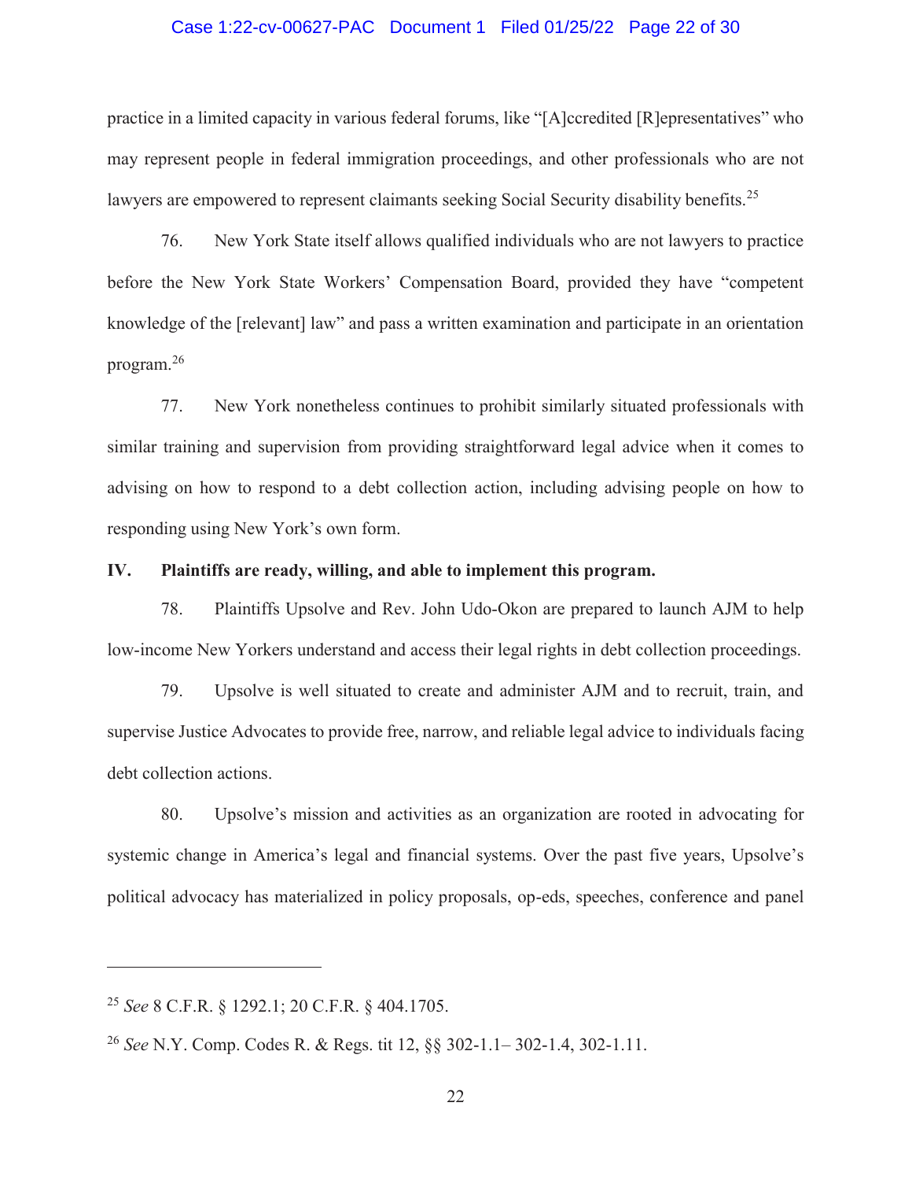practice in a limited capacity in various federal forums, like "[A]ccredited [R]epresentatives" who may represent people in federal immigration proceedings, and other professionals who are not lawyers are empowered to represent claimants seeking Social Security disability benefits.[25]

76. New York State itself allows qualified individuals who are not lawyers to practice before the New York State Workers' Compensation Board, provided they have "competent knowledge of the [relevant] law" and pass a written examination and participate in an orientation program.[26]

77. New York nonetheless continues to prohibit similarly situated professionals with similar training and supervision from providing straightforward legal advice when it comes to advising on how to respond to a debt collection action, including advising people on how to responding using New York's own form.

## IV. Plaintiffs are ready, willing, and able to implement this program.

78. Plaintiffs Upsolve and Rev. John Udo-Okon are prepared to launch AJM to help low-income New Yorkers understand and access their legal rights in debt collection proceedings.

79. Upsolve is well situated to create and administer AJM and to recruit, train, and supervise Justice Advocates to provide free, narrow, and reliable legal advice to individuals facing debt collection actions.

80. Upsolve's mission and activities as an organization are rooted in advocating for systemic change in America's legal and financial systems. Over the past five years, Upsolve's political advocacy has materialized in policy proposals, op-eds, speeches, conference and panel

---

[25] *See* 8 C.F.R. § 1292.1; 20 C.F.R. § 404.1705.

[26] *See* N.Y. Comp. Codes R. & Regs. tit 12, §§ 302-1.1– 302-1.4, 302-1.11.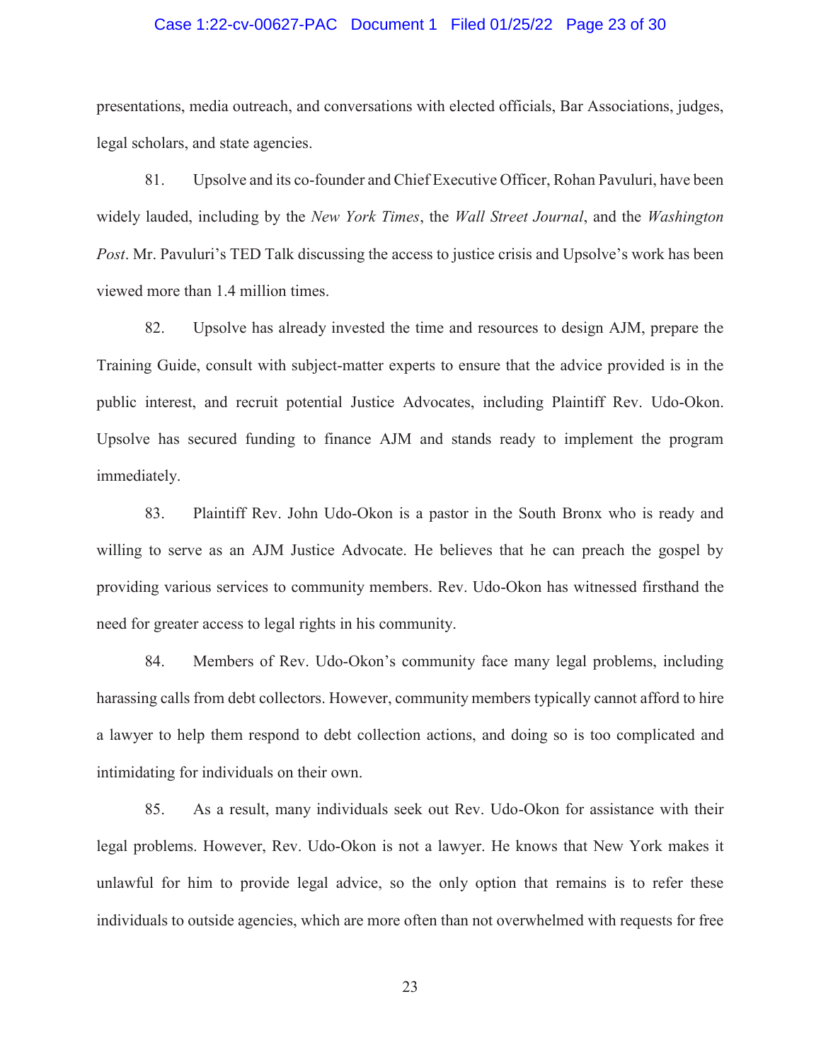presentations, media outreach, and conversations with elected officials, Bar Associations, judges, legal scholars, and state agencies.

81. Upsolve and its co-founder and Chief Executive Officer, Rohan Pavuluri, have been widely lauded, including by the *New York Times*, the *Wall Street Journal*, and the *Washington Post*. Mr. Pavuluri's TED Talk discussing the access to justice crisis and Upsolve's work has been viewed more than 1.4 million times.

82. Upsolve has already invested the time and resources to design AJM, prepare the Training Guide, consult with subject-matter experts to ensure that the advice provided is in the public interest, and recruit potential Justice Advocates, including Plaintiff Rev. Udo-Okon. Upsolve has secured funding to finance AJM and stands ready to implement the program immediately.

83. Plaintiff Rev. John Udo-Okon is a pastor in the South Bronx who is ready and willing to serve as an AJM Justice Advocate. He believes that he can preach the gospel by providing various services to community members. Rev. Udo-Okon has witnessed firsthand the need for greater access to legal rights in his community.

84. Members of Rev. Udo-Okon's community face many legal problems, including harassing calls from debt collectors. However, community members typically cannot afford to hire a lawyer to help them respond to debt collection actions, and doing so is too complicated and intimidating for individuals on their own.

85. As a result, many individuals seek out Rev. Udo-Okon for assistance with their legal problems. However, Rev. Udo-Okon is not a lawyer. He knows that New York makes it unlawful for him to provide legal advice, so the only option that remains is to refer these individuals to outside agencies, which are more often than not overwhelmed with requests for free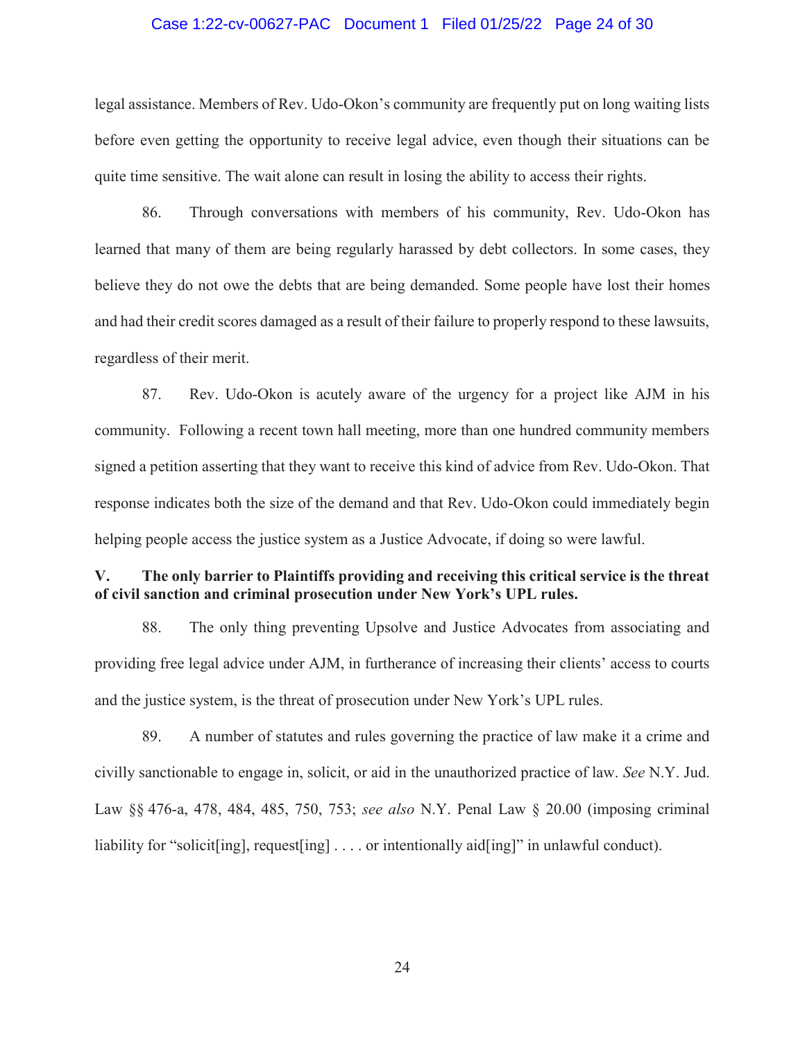legal assistance. Members of Rev. Udo-Okon's community are frequently put on long waiting lists before even getting the opportunity to receive legal advice, even though their situations can be quite time sensitive. The wait alone can result in losing the ability to access their rights.

86. Through conversations with members of his community, Rev. Udo-Okon has learned that many of them are being regularly harassed by debt collectors. In some cases, they believe they do not owe the debts that are being demanded. Some people have lost their homes and had their credit scores damaged as a result of their failure to properly respond to these lawsuits, regardless of their merit.

87. Rev. Udo-Okon is acutely aware of the urgency for a project like AJM in his community. Following a recent town hall meeting, more than one hundred community members signed a petition asserting that they want to receive this kind of advice from Rev. Udo-Okon. That response indicates both the size of the demand and that Rev. Udo-Okon could immediately begin helping people access the justice system as a Justice Advocate, if doing so were lawful.

**V. The only barrier to Plaintiffs providing and receiving this critical service is the threat of civil sanction and criminal prosecution under New York's UPL rules.**

88. The only thing preventing Upsolve and Justice Advocates from associating and providing free legal advice under AJM, in furtherance of increasing their clients' access to courts and the justice system, is the threat of prosecution under New York's UPL rules.

89. A number of statutes and rules governing the practice of law make it a crime and civilly sanctionable to engage in, solicit, or aid in the unauthorized practice of law. *See* N.Y. Jud. Law §§ 476-a, 478, 484, 485, 750, 753; *see also* N.Y. Penal Law § 20.00 (imposing criminal liability for "solicit[ing], request[ing] . . . . or intentionally aid[ing]" in unlawful conduct).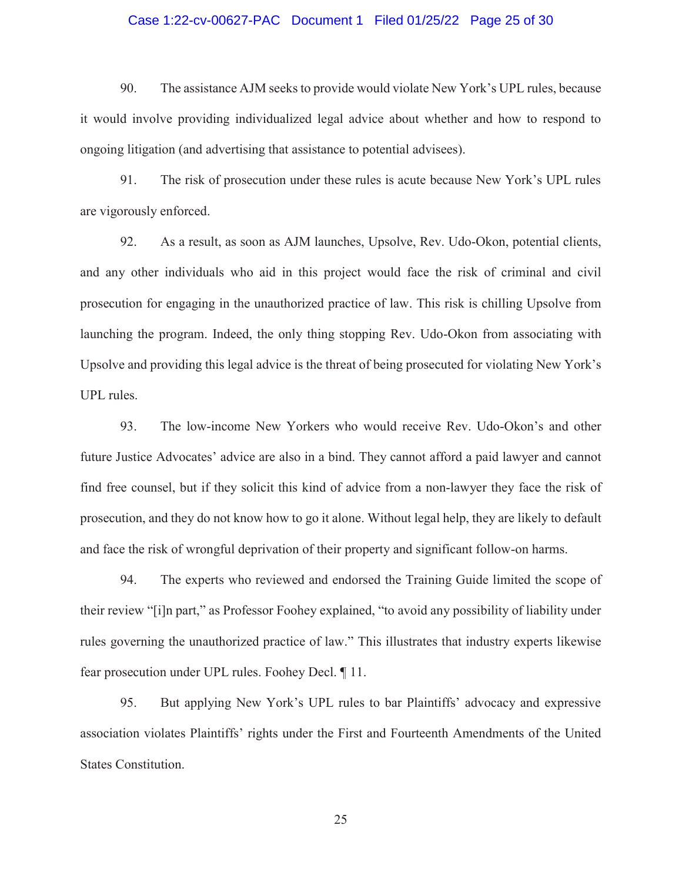90. The assistance AJM seeks to provide would violate New York's UPL rules, because it would involve providing individualized legal advice about whether and how to respond to ongoing litigation (and advertising that assistance to potential advisees).

91. The risk of prosecution under these rules is acute because New York's UPL rules are vigorously enforced.

92. As a result, as soon as AJM launches, Upsolve, Rev. Udo-Okon, potential clients, and any other individuals who aid in this project would face the risk of criminal and civil prosecution for engaging in the unauthorized practice of law. This risk is chilling Upsolve from launching the program. Indeed, the only thing stopping Rev. Udo-Okon from associating with Upsolve and providing this legal advice is the threat of being prosecuted for violating New York's UPL rules.

93. The low-income New Yorkers who would receive Rev. Udo-Okon's and other future Justice Advocates' advice are also in a bind. They cannot afford a paid lawyer and cannot find free counsel, but if they solicit this kind of advice from a non-lawyer they face the risk of prosecution, and they do not know how to go it alone. Without legal help, they are likely to default and face the risk of wrongful deprivation of their property and significant follow-on harms.

94. The experts who reviewed and endorsed the Training Guide limited the scope of their review "[i]n part," as Professor Foohey explained, "to avoid any possibility of liability under rules governing the unauthorized practice of law." This illustrates that industry experts likewise fear prosecution under UPL rules. Foohey Decl. ¶ 11.

95. But applying New York's UPL rules to bar Plaintiffs' advocacy and expressive association violates Plaintiffs' rights under the First and Fourteenth Amendments of the United States Constitution.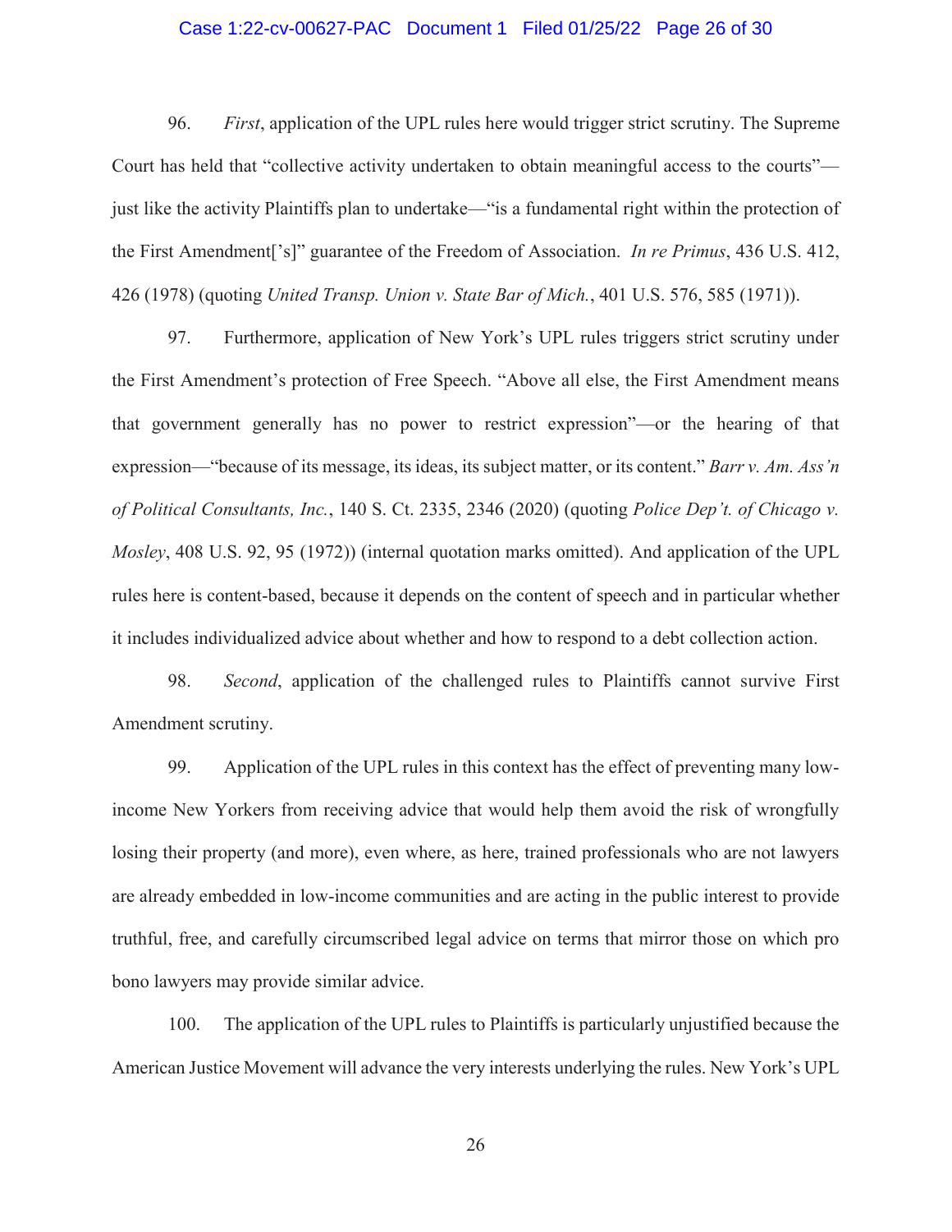96. *First*, application of the UPL rules here would trigger strict scrutiny. The Supreme Court has held that "collective activity undertaken to obtain meaningful access to the courts"—just like the activity Plaintiffs plan to undertake—"is a fundamental right within the protection of the First Amendment[']s" guarantee of the Freedom of Association. *In re Primus*, 436 U.S. 412, 426 (1978) (quoting *United Transp. Union v. State Bar of Mich.*, 401 U.S. 576, 585 (1971)).

97. Furthermore, application of New York's UPL rules triggers strict scrutiny under the First Amendment's protection of Free Speech. "Above all else, the First Amendment means that government generally has no power to restrict expression"—or the hearing of that expression—"because of its message, its ideas, its subject matter, or its content." *Barr v. Am. Ass'n of Political Consultants, Inc.*, 140 S. Ct. 2335, 2346 (2020) (quoting *Police Dep't. of Chicago v. Mosley*, 408 U.S. 92, 95 (1972)) (internal quotation marks omitted). And application of the UPL rules here is content-based, because it depends on the content of speech and in particular whether it includes individualized advice about whether and how to respond to a debt collection action.

98. *Second*, application of the challenged rules to Plaintiffs cannot survive First Amendment scrutiny.

99. Application of the UPL rules in this context has the effect of preventing many low-income New Yorkers from receiving advice that would help them avoid the risk of wrongfully losing their property (and more), even where, as here, trained professionals who are not lawyers are already embedded in low-income communities and are acting in the public interest to provide truthful, free, and carefully circumscribed legal advice on terms that mirror those on which pro bono lawyers may provide similar advice.

100. The application of the UPL rules to Plaintiffs is particularly unjustified because the American Justice Movement will advance the very interests underlying the rules. New York's UPL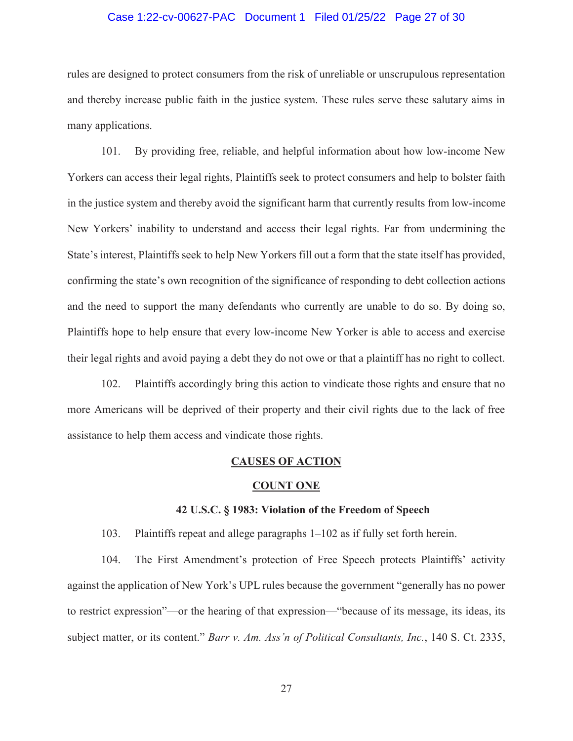rules are designed to protect consumers from the risk of unreliable or unscrupulous representation and thereby increase public faith in the justice system. These rules serve these salutary aims in many applications.

101. By providing free, reliable, and helpful information about how low-income New Yorkers can access their legal rights, Plaintiffs seek to protect consumers and help to bolster faith in the justice system and thereby avoid the significant harm that currently results from low-income New Yorkers' inability to understand and access their legal rights. Far from undermining the State's interest, Plaintiffs seek to help New Yorkers fill out a form that the state itself has provided, confirming the state's own recognition of the significance of responding to debt collection actions and the need to support the many defendants who currently are unable to do so. By doing so, Plaintiffs hope to help ensure that every low-income New Yorker is able to access and exercise their legal rights and avoid paying a debt they do not owe or that a plaintiff has no right to collect.

102. Plaintiffs accordingly bring this action to vindicate those rights and ensure that no more Americans will be deprived of their property and their civil rights due to the lack of free assistance to help them access and vindicate those rights.

## CAUSES OF ACTION

### COUNT ONE

#### 42 U.S.C. § 1983: Violation of the Freedom of Speech

103. Plaintiffs repeat and allege paragraphs 1–102 as if fully set forth herein.

104. The First Amendment's protection of Free Speech protects Plaintiffs' activity against the application of New York's UPL rules because the government "generally has no power to restrict expression"—or the hearing of that expression—"because of its message, its ideas, its subject matter, or its content." *Barr v. Am. Ass'n of Political Consultants, Inc.*, 140 S. Ct. 2335,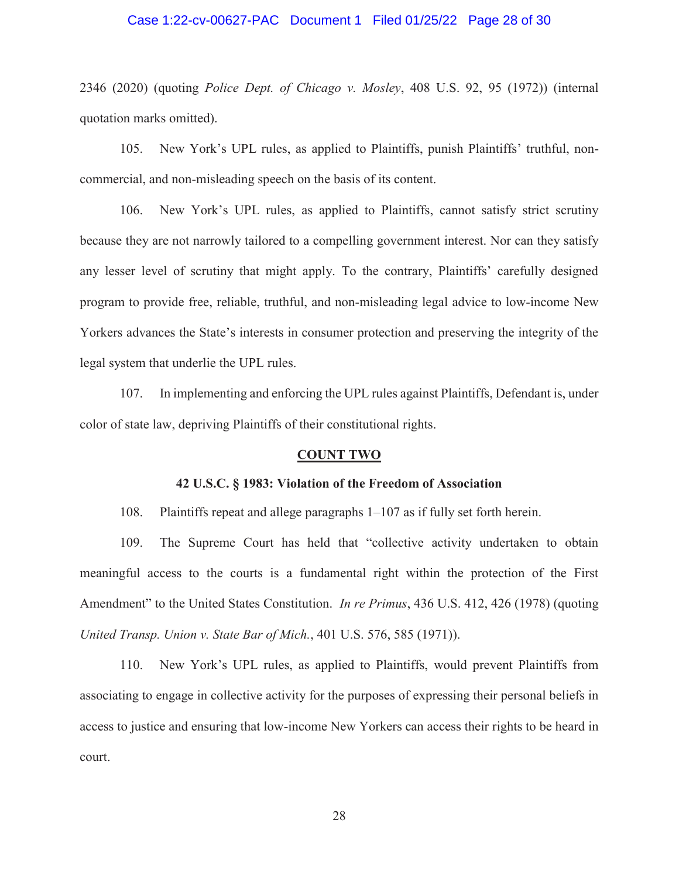2346 (2020) (quoting *Police Dept. of Chicago v. Mosley*, 408 U.S. 92, 95 (1972)) (internal quotation marks omitted).

105. New York's UPL rules, as applied to Plaintiffs, punish Plaintiffs' truthful, non-commercial, and non-misleading speech on the basis of its content.

106. New York's UPL rules, as applied to Plaintiffs, cannot satisfy strict scrutiny because they are not narrowly tailored to a compelling government interest. Nor can they satisfy any lesser level of scrutiny that might apply. To the contrary, Plaintiffs' carefully designed program to provide free, reliable, truthful, and non-misleading legal advice to low-income New Yorkers advances the State's interests in consumer protection and preserving the integrity of the legal system that underlie the UPL rules.

107. In implementing and enforcing the UPL rules against Plaintiffs, Defendant is, under color of state law, depriving Plaintiffs of their constitutional rights.

## COUNT TWO

### 42 U.S.C. § 1983: Violation of the Freedom of Association

108. Plaintiffs repeat and allege paragraphs 1–107 as if fully set forth herein.

109. The Supreme Court has held that "collective activity undertaken to obtain meaningful access to the courts is a fundamental right within the protection of the First Amendment" to the United States Constitution. *In re Primus*, 436 U.S. 412, 426 (1978) (quoting *United Transp. Union v. State Bar of Mich.*, 401 U.S. 576, 585 (1971)).

110. New York's UPL rules, as applied to Plaintiffs, would prevent Plaintiffs from associating to engage in collective activity for the purposes of expressing their personal beliefs in access to justice and ensuring that low-income New Yorkers can access their rights to be heard in court.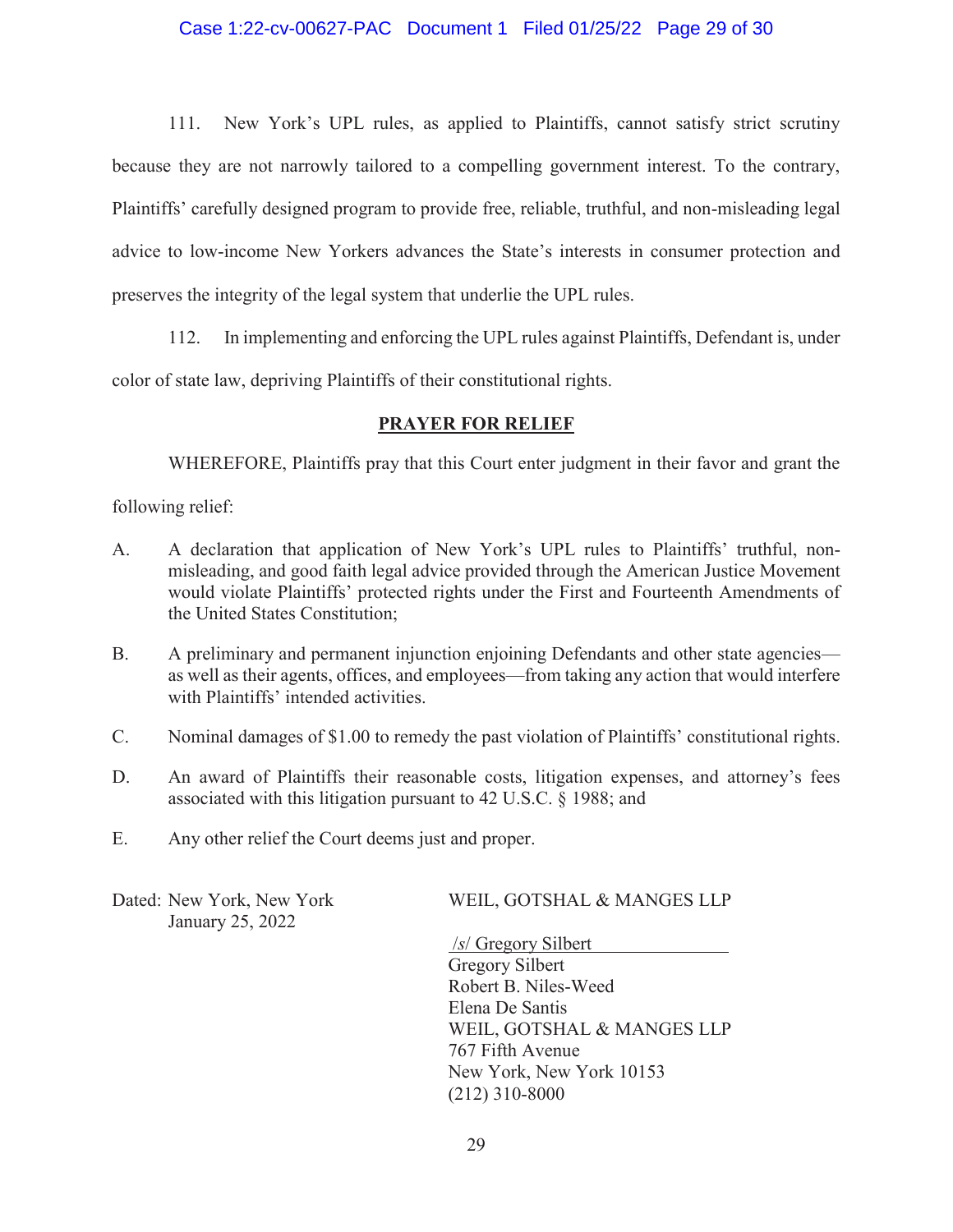111. New York's UPL rules, as applied to Plaintiffs, cannot satisfy strict scrutiny because they are not narrowly tailored to a compelling government interest. To the contrary, Plaintiffs' carefully designed program to provide free, reliable, truthful, and non-misleading legal advice to low-income New Yorkers advances the State's interests in consumer protection and preserves the integrity of the legal system that underlie the UPL rules.

112. In implementing and enforcing the UPL rules against Plaintiffs, Defendant is, under color of state law, depriving Plaintiffs of their constitutional rights.

## PRAYER FOR RELIEF

WHEREFORE, Plaintiffs pray that this Court enter judgment in their favor and grant the following relief:

A. A declaration that application of New York's UPL rules to Plaintiffs' truthful, non-misleading, and good faith legal advice provided through the American Justice Movement would violate Plaintiffs' protected rights under the First and Fourteenth Amendments of the United States Constitution;

B. A preliminary and permanent injunction enjoining Defendants and other state agencies—as well as their agents, offices, and employees—from taking any action that would interfere with Plaintiffs' intended activities.

C. Nominal damages of $1.00 to remedy the past violation of Plaintiffs' constitutional rights.

D. An award of Plaintiffs their reasonable costs, litigation expenses, and attorney's fees associated with this litigation pursuant to 42 U.S.C. § 1988; and

E. Any other relief the Court deems just and proper.

Dated: New York, New York
January 25, 2022

WEIL, GOTSHAL & MANGES LLP

/s/ Gregory Silbert
Gregory Silbert
Robert B. Niles-Weed
Elena De Santis
WEIL, GOTSHAL & MANGES LLP
767 Fifth Avenue
New York, New York 10153
(212) 310-8000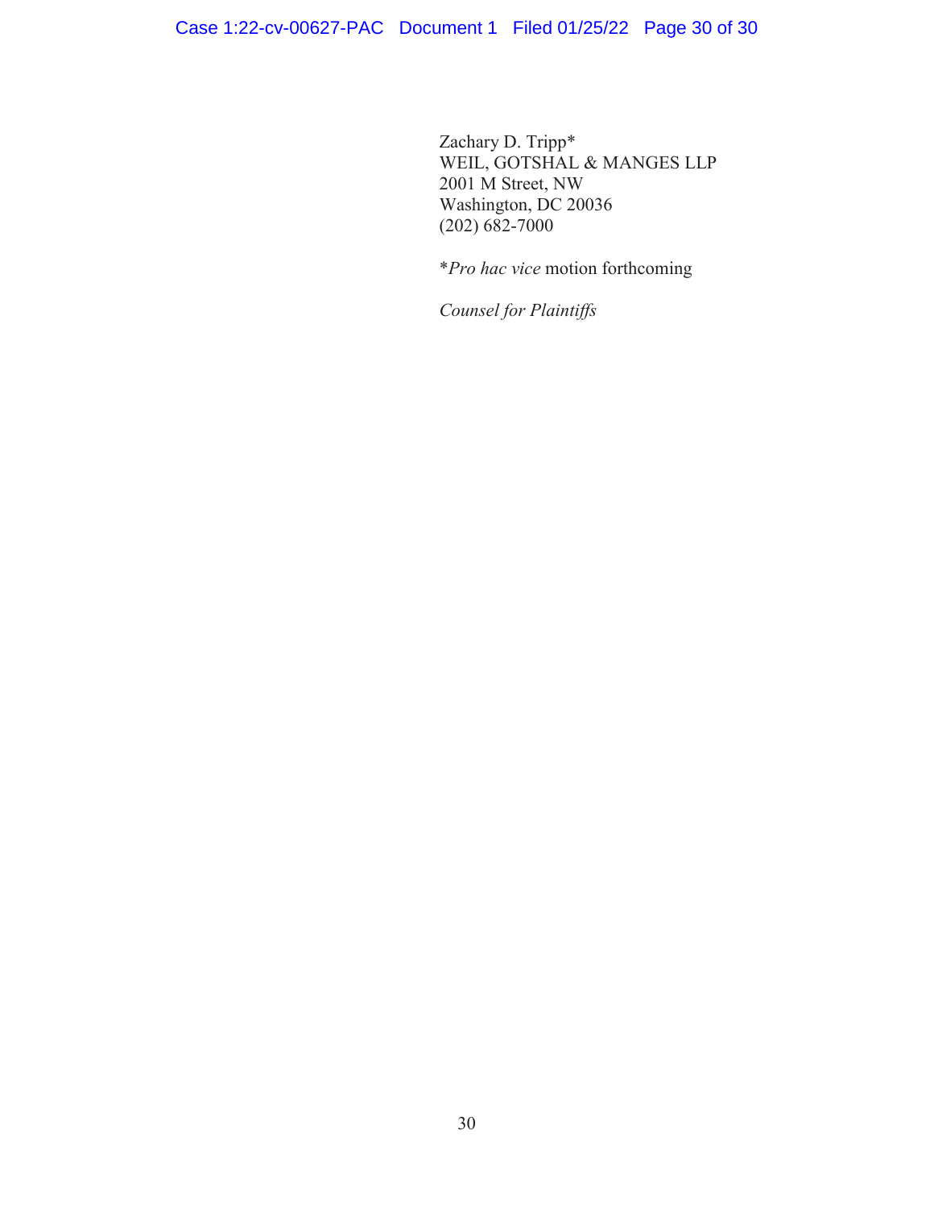Zachary D. Tripp*
WEIL, GOTSHAL & MANGES LLP
2001 M Street, NW
Washington, DC 20036
(202) 682-7000

**Pro hac vice* motion forthcoming

*Counsel for Plaintiffs*